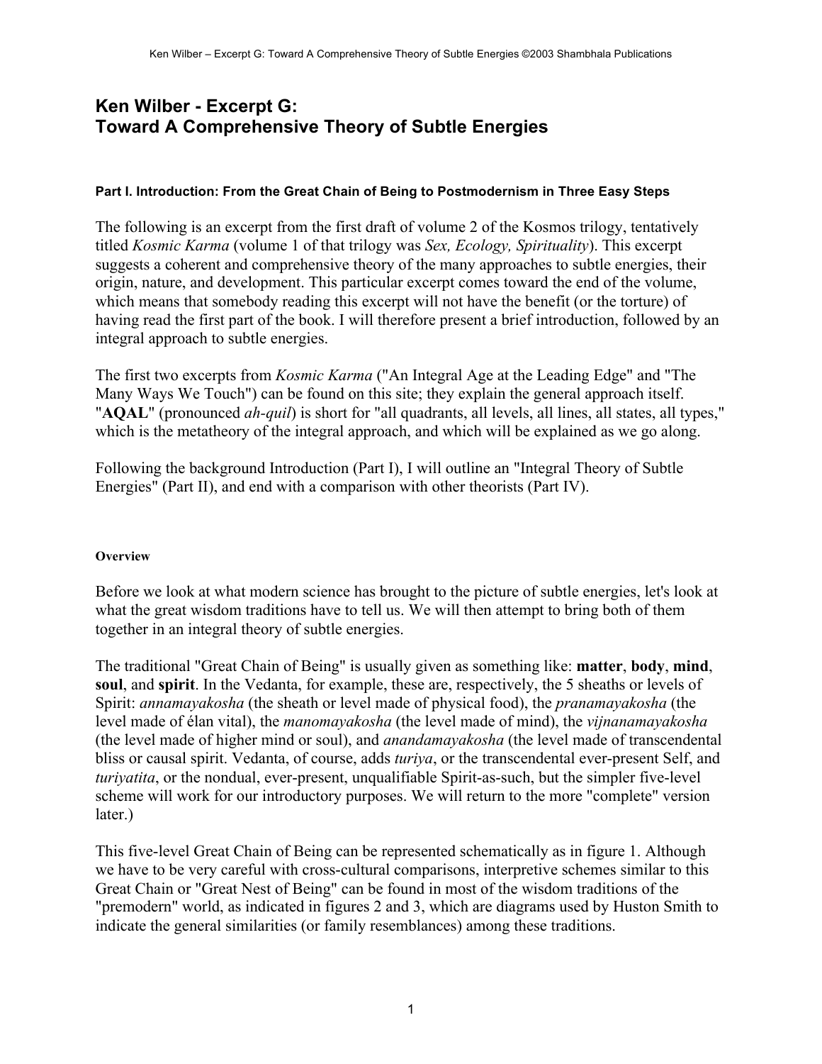# Ken Wilber - Excerpt G: Toward A Comprehensive Theory of Subtle Energies

#### Part I. Introduction: From the Great Chain of Being to Postmodernism in Three Easy Steps

The following is an excerpt from the first draft of volume 2 of the Kosmos trilogy, tentatively titled *Kosmic Karma* (volume 1 of that trilogy was *Sex, Ecology, Spirituality*). This excerpt suggests a coherent and comprehensive theory of the many approaches to subtle energies, their origin, nature, and development. This particular excerpt comes toward the end of the volume, which means that somebody reading this excerpt will not have the benefit (or the torture) of having read the first part of the book. I will therefore present a brief introduction, followed by an integral approach to subtle energies.

The first two excerpts from *Kosmic Karma* ("An Integral Age at the Leading Edge" and "The Many Ways We Touch") can be found on this site; they explain the general approach itself. "**AQAL**" (pronounced *ah-quil*) is short for "all quadrants, all levels, all lines, all states, all types," which is the metatheory of the integral approach, and which will be explained as we go along.

Following the background Introduction (Part I), I will outline an "Integral Theory of Subtle Energies" (Part II), and end with a comparison with other theorists (Part IV).

##### Overview

Before we look at what modern science has brought to the picture of subtle energies, let's look at what the great wisdom traditions have to tell us. We will then attempt to bring both of them together in an integral theory of subtle energies.

The traditional "Great Chain of Being" is usually given as something like: **matter**, **body**, **mind**, **soul**, and **spirit**. In the Vedanta, for example, these are, respectively, the 5 sheaths or levels of Spirit: *annamayakosha* (the sheath or level made of physical food), the *pranamayakosha* (the level made of élan vital), the *manomayakosha* (the level made of mind), the *vijnanamayakosha* (the level made of higher mind or soul), and *anandamayakosha* (the level made of transcendental bliss or causal spirit. Vedanta, of course, adds *turiya*, or the transcendental ever-present Self, and *turiyatita*, or the nondual, ever-present, unqualifiable Spirit-as-such, but the simpler five-level scheme will work for our introductory purposes. We will return to the more "complete" version later.)

This five-level Great Chain of Being can be represented schematically as in figure 1. Although we have to be very careful with cross-cultural comparisons, interpretive schemes similar to this Great Chain or "Great Nest of Being" can be found in most of the wisdom traditions of the "premodern" world, as indicated in figures 2 and 3, which are diagrams used by Huston Smith to indicate the general similarities (or family resemblances) among these traditions.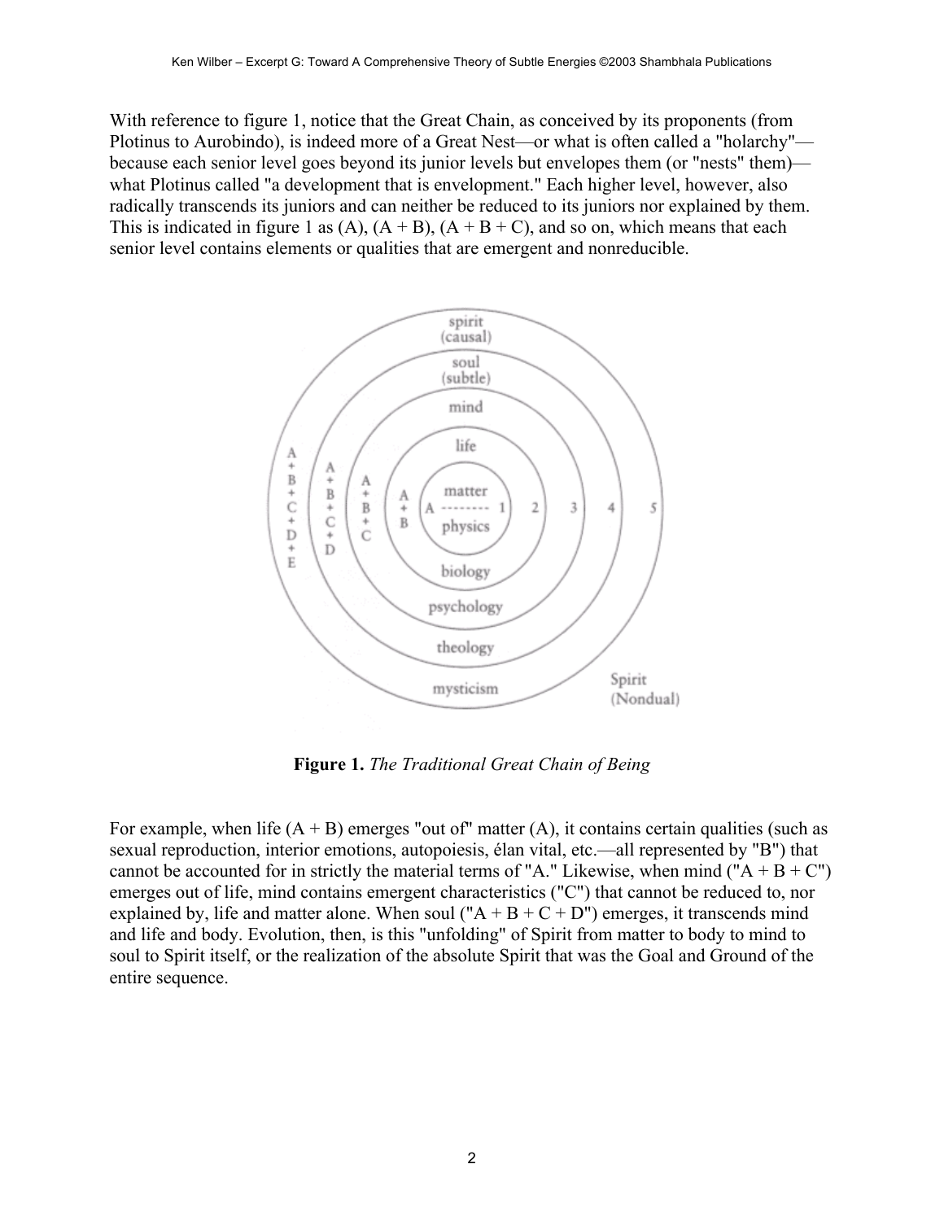With reference to figure 1, notice that the Great Chain, as conceived by its proponents (from Plotinus to Aurobindo), is indeed more of a Great Nest—or what is often called a "holarchy"—because each senior level goes beyond its junior levels but envelopes them (or "nests" them)—what Plotinus called "a development that is envelopment." Each higher level, however, also radically transcends its juniors and can neither be reduced to its juniors nor explained by them. This is indicated in figure 1 as (A), (A + B), (A + B + C), and so on, which means that each senior level contains elements or qualities that are emergent and nonreducible.

**Figure 1.** *The Traditional Great Chain of Being*

For example, when life (A + B) emerges "out of" matter (A), it contains certain qualities (such as sexual reproduction, interior emotions, autopoiesis, élan vital, etc.—all represented by "B") that cannot be accounted for in strictly the material terms of "A." Likewise, when mind ("A + B + C") emerges out of life, mind contains emergent characteristics ("C") that cannot be reduced to, nor explained by, life and matter alone. When soul ("A + B + C + D") emerges, it transcends mind and life and body. Evolution, then, is this "unfolding" of Spirit from matter to body to mind to soul to Spirit itself, or the realization of the absolute Spirit that was the Goal and Ground of the entire sequence.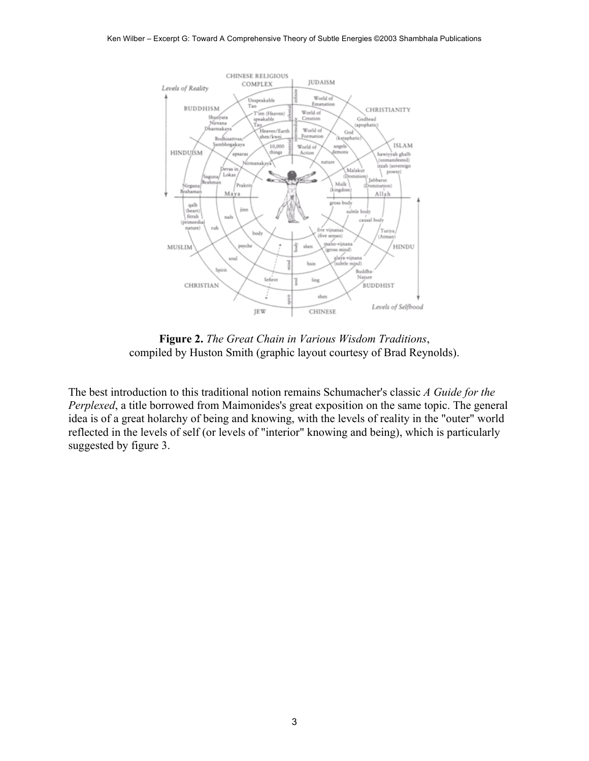**Figure 2.** *The Great Chain in Various Wisdom Traditions*,
compiled by Huston Smith (graphic layout courtesy of Brad Reynolds).

The best introduction to this traditional notion remains Schumacher's classic *A Guide for the Perplexed*, a title borrowed from Maimonides's great exposition on the same topic. The general idea is of a great holarchy of being and knowing, with the levels of reality in the "outer" world reflected in the levels of self (or levels of "interior" knowing and being), which is particularly suggested by figure 3.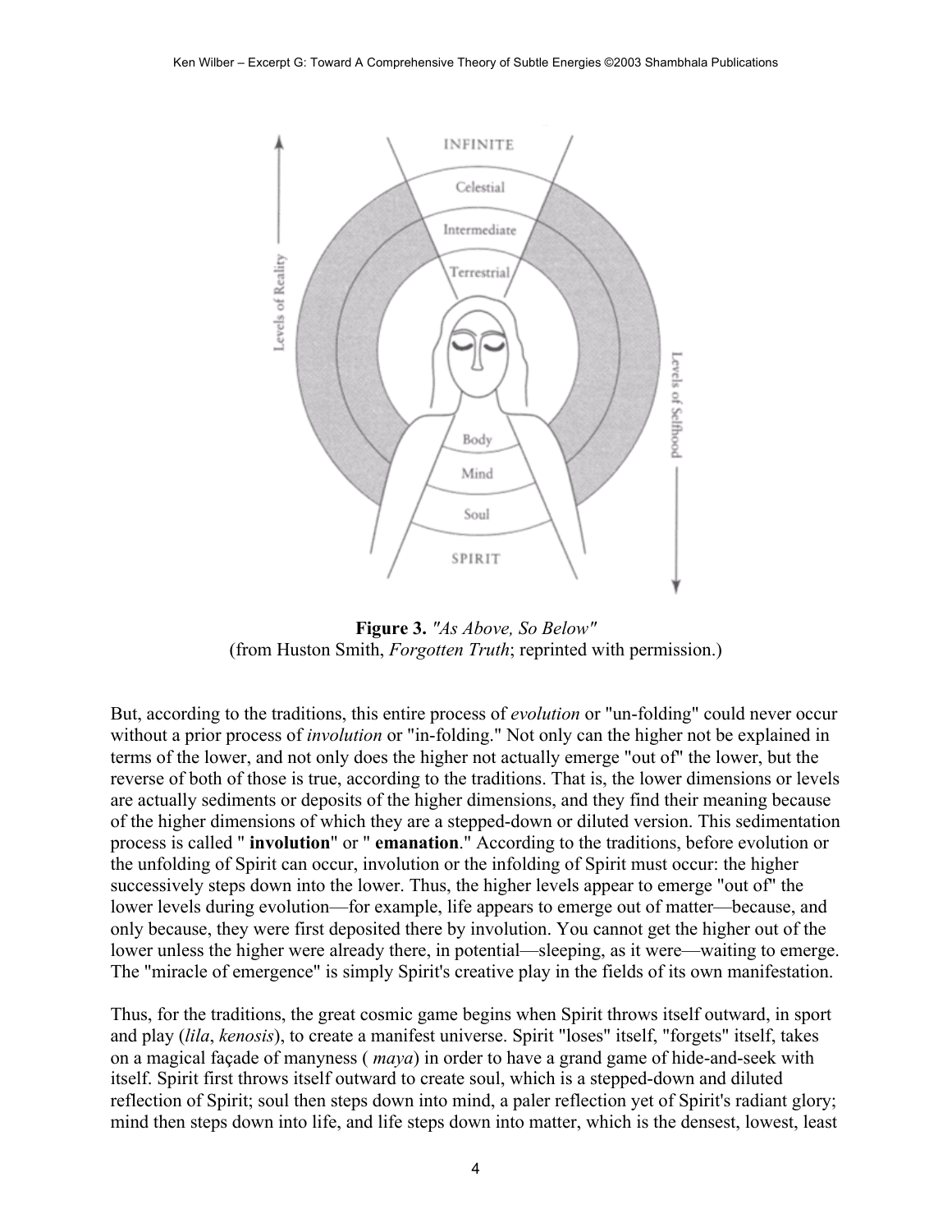INFINITE

Celestial

Intermediate

Terrestrial

Levels of Reality

Body

Mind

Soul

SPIRIT

Levels of Selfhood

**Figure 3.** *"As Above, So Below"*
(from Huston Smith, *Forgotten Truth*; reprinted with permission.)

But, according to the traditions, this entire process of *evolution* or "un-folding" could never occur without a prior process of *involution* or "in-folding." Not only can the higher not be explained in terms of the lower, and not only does the higher not actually emerge "out of" the lower, but the reverse of both of those is true, according to the traditions. That is, the lower dimensions or levels are actually sediments or deposits of the higher dimensions, and they find their meaning because of the higher dimensions of which they are a stepped-down or diluted version. This sedimentation process is called " **involution**" or " **emanation**." According to the traditions, before evolution or the unfolding of Spirit can occur, involution or the infolding of Spirit must occur: the higher successively steps down into the lower. Thus, the higher levels appear to emerge "out of" the lower levels during evolution—for example, life appears to emerge out of matter—because, and only because, they were first deposited there by involution. You cannot get the higher out of the lower unless the higher were already there, in potential—sleeping, as it were—waiting to emerge. The "miracle of emergence" is simply Spirit's creative play in the fields of its own manifestation.

Thus, for the traditions, the great cosmic game begins when Spirit throws itself outward, in sport and play (*lila*, *kenosis*), to create a manifest universe. Spirit "loses" itself, "forgets" itself, takes on a magical façade of manyness ( *maya*) in order to have a grand game of hide-and-seek with itself. Spirit first throws itself outward to create soul, which is a stepped-down and diluted reflection of Spirit; soul then steps down into mind, a paler reflection yet of Spirit's radiant glory; mind then steps down into life, and life steps down into matter, which is the densest, lowest, least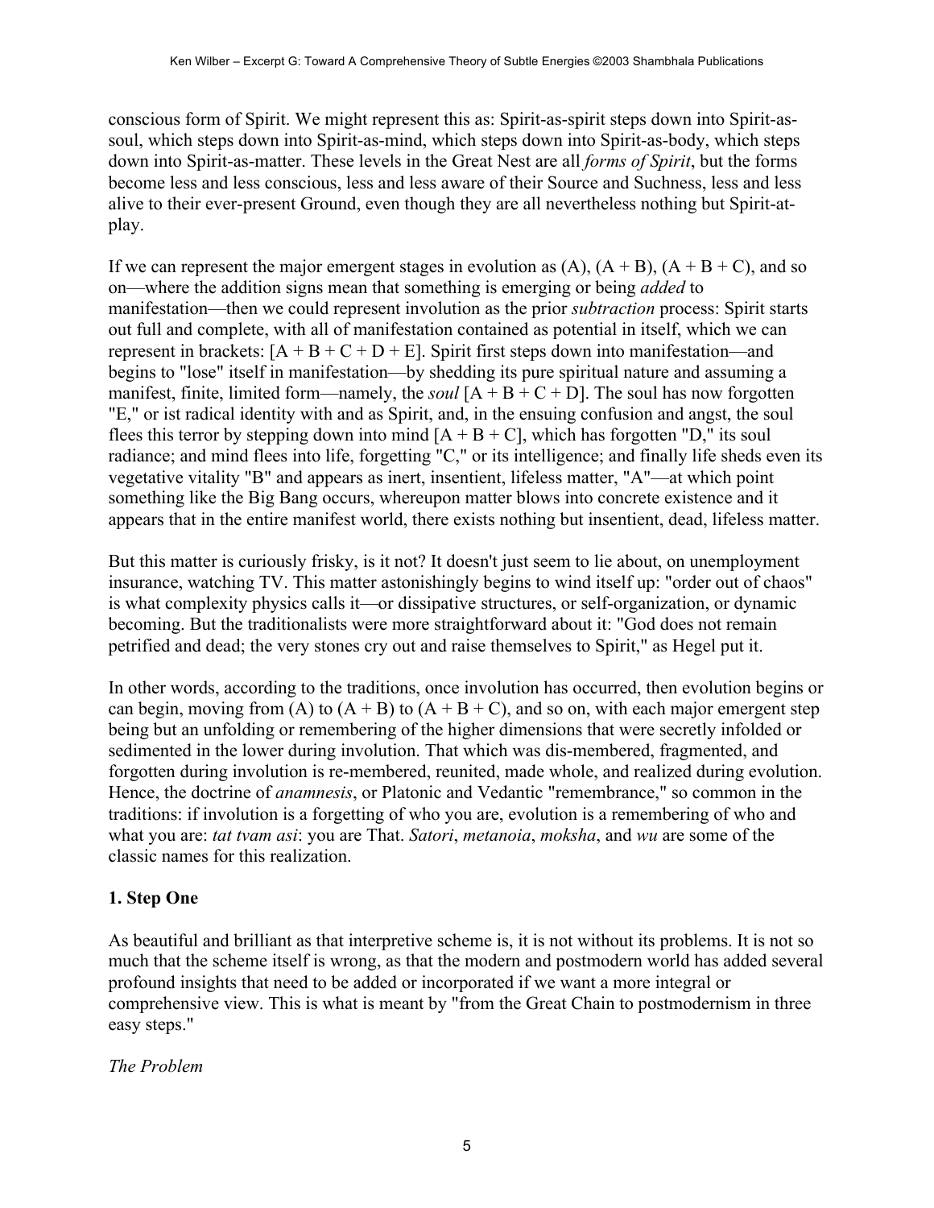conscious form of Spirit. We might represent this as: Spirit-as-spirit steps down into Spirit-as-soul, which steps down into Spirit-as-mind, which steps down into Spirit-as-body, which steps down into Spirit-as-matter. These levels in the Great Nest are all *forms of Spirit*, but the forms become less and less conscious, less and less aware of their Source and Suchness, less and less alive to their ever-present Ground, even though they are all nevertheless nothing but Spirit-at-play.

If we can represent the major emergent stages in evolution as (A), (A + B), (A + B + C), and so on—where the addition signs mean that something is emerging or being *added* to manifestation—then we could represent involution as the prior *subtraction* process: Spirit starts out full and complete, with all of manifestation contained as potential in itself, which we can represent in brackets: [A + B + C + D + E]. Spirit first steps down into manifestation—and begins to "lose" itself in manifestation—by shedding its pure spiritual nature and assuming a manifest, finite, limited form—namely, the *soul* [A + B + C + D]. The soul has now forgotten "E," or ist radical identity with and as Spirit, and, in the ensuing confusion and angst, the soul flees this terror by stepping down into mind [A + B + C], which has forgotten "D," its soul radiance; and mind flees into life, forgetting "C," or its intelligence; and finally life sheds even its vegetative vitality "B" and appears as inert, insentient, lifeless matter, "A"—at which point something like the Big Bang occurs, whereupon matter blows into concrete existence and it appears that in the entire manifest world, there exists nothing but insentient, dead, lifeless matter.

But this matter is curiously frisky, is it not? It doesn't just seem to lie about, on unemployment insurance, watching TV. This matter astonishingly begins to wind itself up: "order out of chaos" is what complexity physics calls it—or dissipative structures, or self-organization, or dynamic becoming. But the traditionalists were more straightforward about it: "God does not remain petrified and dead; the very stones cry out and raise themselves to Spirit," as Hegel put it.

In other words, according to the traditions, once involution has occurred, then evolution begins or can begin, moving from (A) to (A + B) to (A + B + C), and so on, with each major emergent step being but an unfolding or remembering of the higher dimensions that were secretly infolded or sedimented in the lower during involution. That which was dis-membered, fragmented, and forgotten during involution is re-membered, reunited, made whole, and realized during evolution. Hence, the doctrine of *anamnesis*, or Platonic and Vedantic "remembrance," so common in the traditions: if involution is a forgetting of who you are, evolution is a remembering of who and what you are: *tat tvam asi*: you are That. *Satori*, *metanoia*, *moksha*, and *wu* are some of the classic names for this realization.

## 1. Step One

As beautiful and brilliant as that interpretive scheme is, it is not without its problems. It is not so much that the scheme itself is wrong, as that the modern and postmodern world has added several profound insights that need to be added or incorporated if we want a more integral or comprehensive view. This is what is meant by "from the Great Chain to postmodernism in three easy steps."

*The Problem*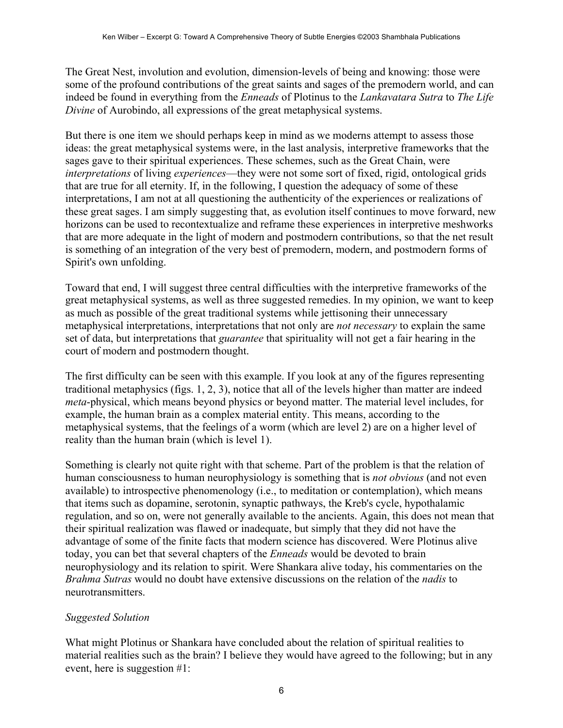The Great Nest, involution and evolution, dimension-levels of being and knowing: those were some of the profound contributions of the great saints and sages of the premodern world, and can indeed be found in everything from the *Enneads* of Plotinus to the *Lankavatara Sutra* to *The Life Divine* of Aurobindo, all expressions of the great metaphysical systems.

But there is one item we should perhaps keep in mind as we moderns attempt to assess those ideas: the great metaphysical systems were, in the last analysis, interpretive frameworks that the sages gave to their spiritual experiences. These schemes, such as the Great Chain, were *interpretations* of living *experiences*—they were not some sort of fixed, rigid, ontological grids that are true for all eternity. If, in the following, I question the adequacy of some of these interpretations, I am not at all questioning the authenticity of the experiences or realizations of these great sages. I am simply suggesting that, as evolution itself continues to move forward, new horizons can be used to recontextualize and reframe these experiences in interpretive meshworks that are more adequate in the light of modern and postmodern contributions, so that the net result is something of an integration of the very best of premodern, modern, and postmodern forms of Spirit's own unfolding.

Toward that end, I will suggest three central difficulties with the interpretive frameworks of the great metaphysical systems, as well as three suggested remedies. In my opinion, we want to keep as much as possible of the great traditional systems while jettisoning their unnecessary metaphysical interpretations, interpretations that not only are *not necessary* to explain the same set of data, but interpretations that *guarantee* that spirituality will not get a fair hearing in the court of modern and postmodern thought.

The first difficulty can be seen with this example. If you look at any of the figures representing traditional metaphysics (figs. 1, 2, 3), notice that all of the levels higher than matter are indeed *meta*-physical, which means beyond physics or beyond matter. The material level includes, for example, the human brain as a complex material entity. This means, according to the metaphysical systems, that the feelings of a worm (which are level 2) are on a higher level of reality than the human brain (which is level 1).

Something is clearly not quite right with that scheme. Part of the problem is that the relation of human consciousness to human neurophysiology is something that is *not obvious* (and not even available) to introspective phenomenology (i.e., to meditation or contemplation), which means that items such as dopamine, serotonin, synaptic pathways, the Kreb's cycle, hypothalamic regulation, and so on, were not generally available to the ancients. Again, this does not mean that their spiritual realization was flawed or inadequate, but simply that they did not have the advantage of some of the finite facts that modern science has discovered. Were Plotinus alive today, you can bet that several chapters of the *Enneads* would be devoted to brain neurophysiology and its relation to spirit. Were Shankara alive today, his commentaries on the *Brahma Sutras* would no doubt have extensive discussions on the relation of the *nadis* to neurotransmitters.

*Suggested Solution*

What might Plotinus or Shankara have concluded about the relation of spiritual realities to material realities such as the brain? I believe they would have agreed to the following; but in any event, here is suggestion #1: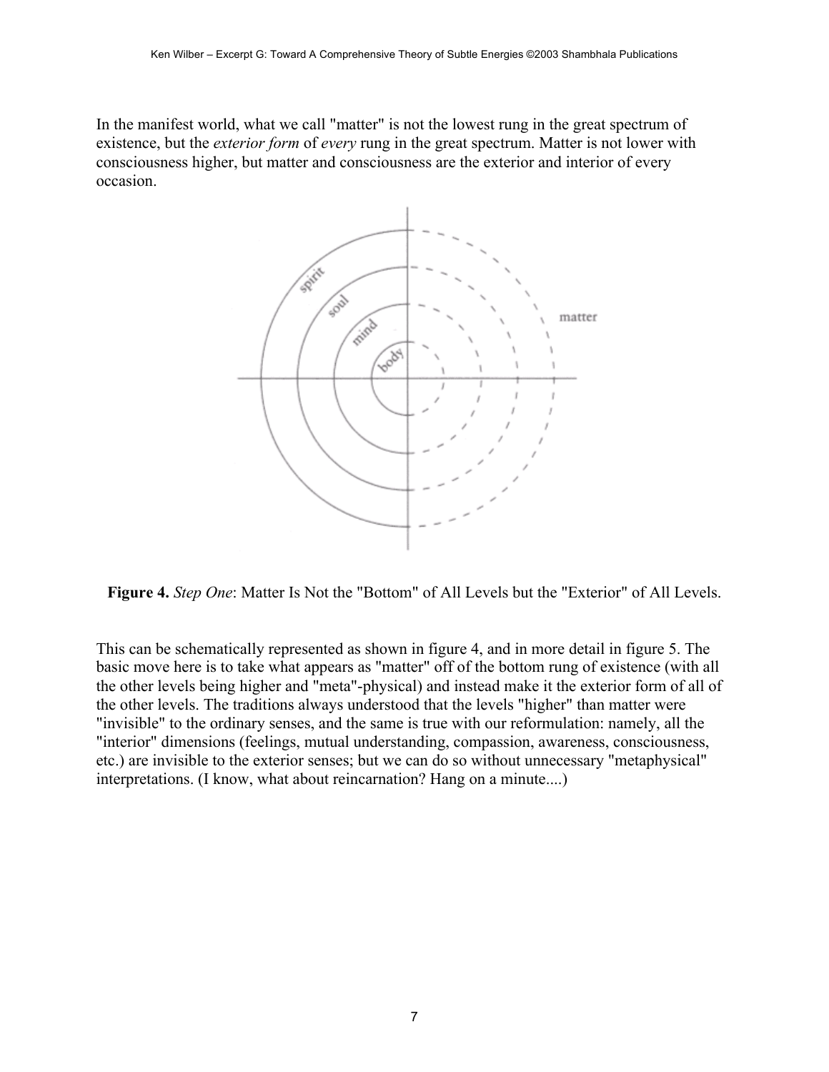In the manifest world, what we call "matter" is not the lowest rung in the great spectrum of existence, but the *exterior form* of *every* rung in the great spectrum. Matter is not lower with consciousness higher, but matter and consciousness are the exterior and interior of every occasion.

**Figure 4.** *Step One*: Matter Is Not the "Bottom" of All Levels but the "Exterior" of All Levels.

This can be schematically represented as shown in figure 4, and in more detail in figure 5. The basic move here is to take what appears as "matter" off of the bottom rung of existence (with all the other levels being higher and "meta"-physical) and instead make it the exterior form of all of the other levels. The traditions always understood that the levels "higher" than matter were "invisible" to the ordinary senses, and the same is true with our reformulation: namely, all the "interior" dimensions (feelings, mutual understanding, compassion, awareness, consciousness, etc.) are invisible to the exterior senses; but we can do so without unnecessary "metaphysical" interpretations. (I know, what about reincarnation? Hang on a minute....)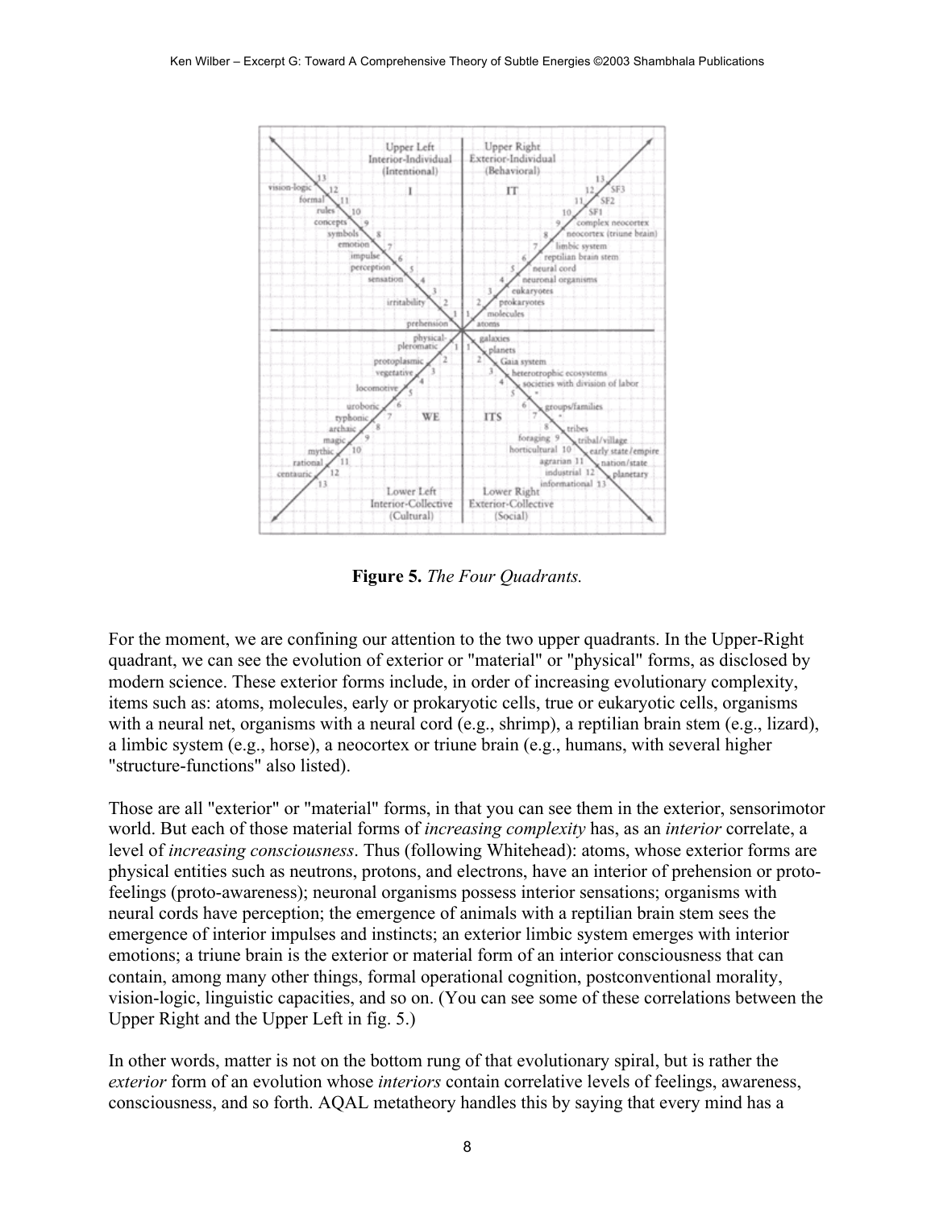Upper Left
Interior-Individual
(Intentional)

I

Upper Right
Exterior-Individual
(Behavioral)

IT

13 vision-logic
12 formal
11 rules
10 concepts
9 symbols
8 emotion
7 impulse
6 perception
5 sensation
4
3 irritability
2
1 prehension

13 SF3
12 SF2
11 SF1
10 complex neocortex
9 neocortex (triune brain)
8 limbic system
7 reptilian brain stem
6 neural cord
5 neuronal organisms
4 eukaryotes
3 prokaryotes
2 molecules
1 atoms

1 physical-pleromatic
2 protoplasmic
3 vegetative
4 locomotive
5
6 uroboric
7 typhonic
8 archaic
9 magic
10 mythic
11 rational
12 centauric
13

WE

ITS

1 galaxies
2 planets
Gaia system
3 heterotrophic ecosystems
4 societies with division of labor
5
6 groups/families
7
8 tribes
foraging 9 tribal/village
horticultural 10 early state/empire
agrarian 11 nation/state
industrial 12 planetary
informational 13

Lower Left
Interior-Collective
(Cultural)

Lower Right
Exterior-Collective
(Social)

**Figure 5.** *The Four Quadrants.*

For the moment, we are confining our attention to the two upper quadrants. In the Upper-Right quadrant, we can see the evolution of exterior or "material" or "physical" forms, as disclosed by modern science. These exterior forms include, in order of increasing evolutionary complexity, items such as: atoms, molecules, early or prokaryotic cells, true or eukaryotic cells, organisms with a neural net, organisms with a neural cord (e.g., shrimp), a reptilian brain stem (e.g., lizard), a limbic system (e.g., horse), a neocortex or triune brain (e.g., humans, with several higher "structure-functions" also listed).

Those are all "exterior" or "material" forms, in that you can see them in the exterior, sensorimotor world. But each of those material forms of *increasing complexity* has, as an *interior* correlate, a level of *increasing consciousness*. Thus (following Whitehead): atoms, whose exterior forms are physical entities such as neutrons, protons, and electrons, have an interior of prehension or proto-feelings (proto-awareness); neuronal organisms possess interior sensations; organisms with neural cords have perception; the emergence of animals with a reptilian brain stem sees the emergence of interior impulses and instincts; an exterior limbic system emerges with interior emotions; a triune brain is the exterior or material form of an interior consciousness that can contain, among many other things, formal operational cognition, postconventional morality, vision-logic, linguistic capacities, and so on. (You can see some of these correlations between the Upper Right and the Upper Left in fig. 5.)

In other words, matter is not on the bottom rung of that evolutionary spiral, but is rather the *exterior* form of an evolution whose *interiors* contain correlative levels of feelings, awareness, consciousness, and so forth. AQAL metatheory handles this by saying that every mind has a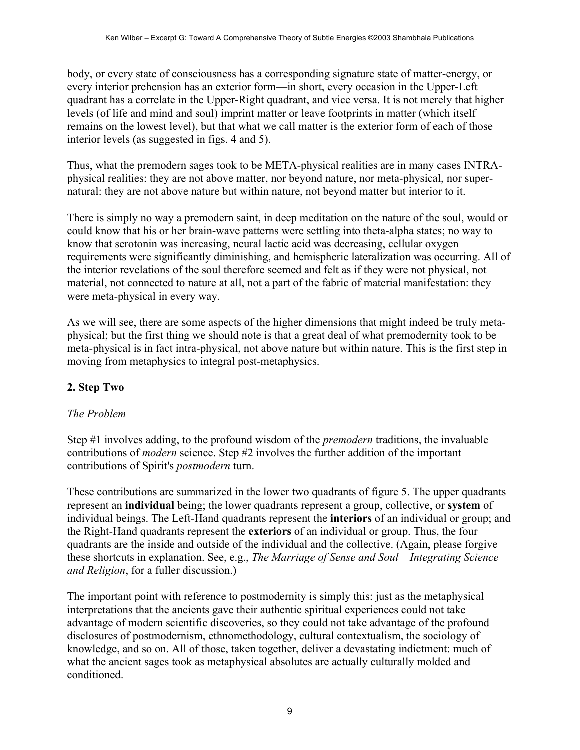body, or every state of consciousness has a corresponding signature state of matter-energy, or every interior prehension has an exterior form—in short, every occasion in the Upper-Left quadrant has a correlate in the Upper-Right quadrant, and vice versa. It is not merely that higher levels (of life and mind and soul) imprint matter or leave footprints in matter (which itself remains on the lowest level), but that what we call matter is the exterior form of each of those interior levels (as suggested in figs. 4 and 5).

Thus, what the premodern sages took to be META-physical realities are in many cases INTRA-physical realities: they are not above matter, nor beyond nature, nor meta-physical, nor super-natural: they are not above nature but within nature, not beyond matter but interior to it.

There is simply no way a premodern saint, in deep meditation on the nature of the soul, would or could know that his or her brain-wave patterns were settling into theta-alpha states; no way to know that serotonin was increasing, neural lactic acid was decreasing, cellular oxygen requirements were significantly diminishing, and hemispheric lateralization was occurring. All of the interior revelations of the soul therefore seemed and felt as if they were not physical, not material, not connected to nature at all, not a part of the fabric of material manifestation: they were meta-physical in every way.

As we will see, there are some aspects of the higher dimensions that might indeed be truly meta-physical; but the first thing we should note is that a great deal of what premodernity took to be meta-physical is in fact intra-physical, not above nature but within nature. This is the first step in moving from metaphysics to integral post-metaphysics.

## 2. Step Two

*The Problem*

Step #1 involves adding, to the profound wisdom of the *premodern* traditions, the invaluable contributions of *modern* science. Step #2 involves the further addition of the important contributions of Spirit's *postmodern* turn.

These contributions are summarized in the lower two quadrants of figure 5. The upper quadrants represent an **individual** being; the lower quadrants represent a group, collective, or **system** of individual beings. The Left-Hand quadrants represent the **interiors** of an individual or group; and the Right-Hand quadrants represent the **exteriors** of an individual or group. Thus, the four quadrants are the inside and outside of the individual and the collective. (Again, please forgive these shortcuts in explanation. See, e.g., *The Marriage of Sense and Soul—Integrating Science and Religion*, for a fuller discussion.)

The important point with reference to postmodernity is simply this: just as the metaphysical interpretations that the ancients gave their authentic spiritual experiences could not take advantage of modern scientific discoveries, so they could not take advantage of the profound disclosures of postmodernism, ethnomethodology, cultural contextualism, the sociology of knowledge, and so on. All of those, taken together, deliver a devastating indictment: much of what the ancient sages took as metaphysical absolutes are actually culturally molded and conditioned.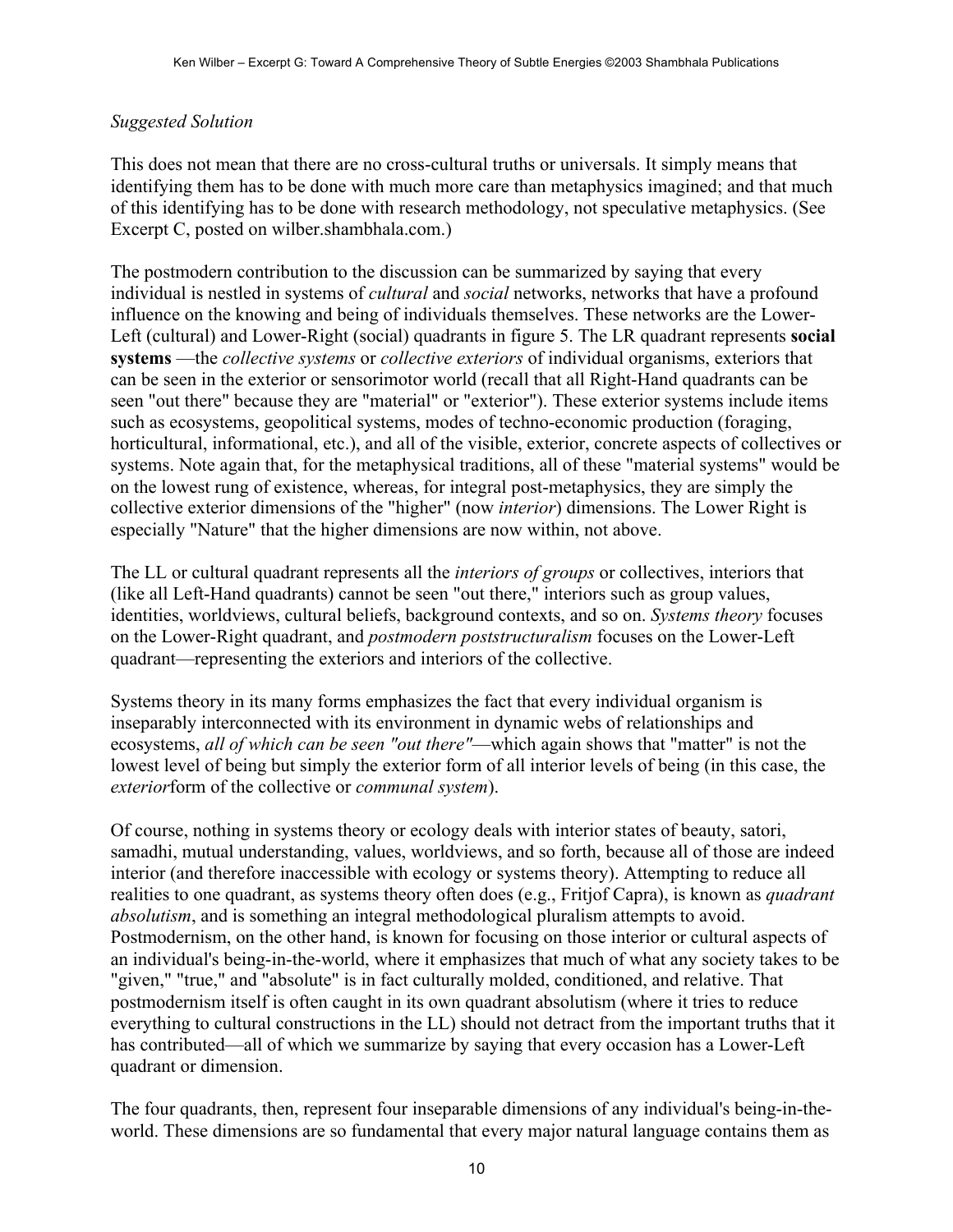*Suggested Solution*

This does not mean that there are no cross-cultural truths or universals. It simply means that identifying them has to be done with much more care than metaphysics imagined; and that much of this identifying has to be done with research methodology, not speculative metaphysics. (See Excerpt C, posted on wilber.shambhala.com.)

The postmodern contribution to the discussion can be summarized by saying that every individual is nestled in systems of *cultural* and *social* networks, networks that have a profound influence on the knowing and being of individuals themselves. These networks are the Lower-Left (cultural) and Lower-Right (social) quadrants in figure 5. The LR quadrant represents **social systems** —the *collective systems* or *collective exteriors* of individual organisms, exteriors that can be seen in the exterior or sensorimotor world (recall that all Right-Hand quadrants can be seen "out there" because they are "material" or "exterior"). These exterior systems include items such as ecosystems, geopolitical systems, modes of techno-economic production (foraging, horticultural, informational, etc.), and all of the visible, exterior, concrete aspects of collectives or systems. Note again that, for the metaphysical traditions, all of these "material systems" would be on the lowest rung of existence, whereas, for integral post-metaphysics, they are simply the collective exterior dimensions of the "higher" (now *interior*) dimensions. The Lower Right is especially "Nature" that the higher dimensions are now within, not above.

The LL or cultural quadrant represents all the *interiors of groups* or collectives, interiors that (like all Left-Hand quadrants) cannot be seen "out there," interiors such as group values, identities, worldviews, cultural beliefs, background contexts, and so on. *Systems theory* focuses on the Lower-Right quadrant, and *postmodern poststructuralism* focuses on the Lower-Left quadrant—representing the exteriors and interiors of the collective.

Systems theory in its many forms emphasizes the fact that every individual organism is inseparably interconnected with its environment in dynamic webs of relationships and ecosystems, *all of which can be seen "out there"*—which again shows that "matter" is not the lowest level of being but simply the exterior form of all interior levels of being (in this case, the *exterior*form of the collective or *communal system*).

Of course, nothing in systems theory or ecology deals with interior states of beauty, satori, samadhi, mutual understanding, values, worldviews, and so forth, because all of those are indeed interior (and therefore inaccessible with ecology or systems theory). Attempting to reduce all realities to one quadrant, as systems theory often does (e.g., Fritjof Capra), is known as *quadrant absolutism*, and is something an integral methodological pluralism attempts to avoid. Postmodernism, on the other hand, is known for focusing on those interior or cultural aspects of an individual's being-in-the-world, where it emphasizes that much of what any society takes to be "given," "true," and "absolute" is in fact culturally molded, conditioned, and relative. That postmodernism itself is often caught in its own quadrant absolutism (where it tries to reduce everything to cultural constructions in the LL) should not detract from the important truths that it has contributed—all of which we summarize by saying that every occasion has a Lower-Left quadrant or dimension.

The four quadrants, then, represent four inseparable dimensions of any individual's being-in-the-world. These dimensions are so fundamental that every major natural language contains them as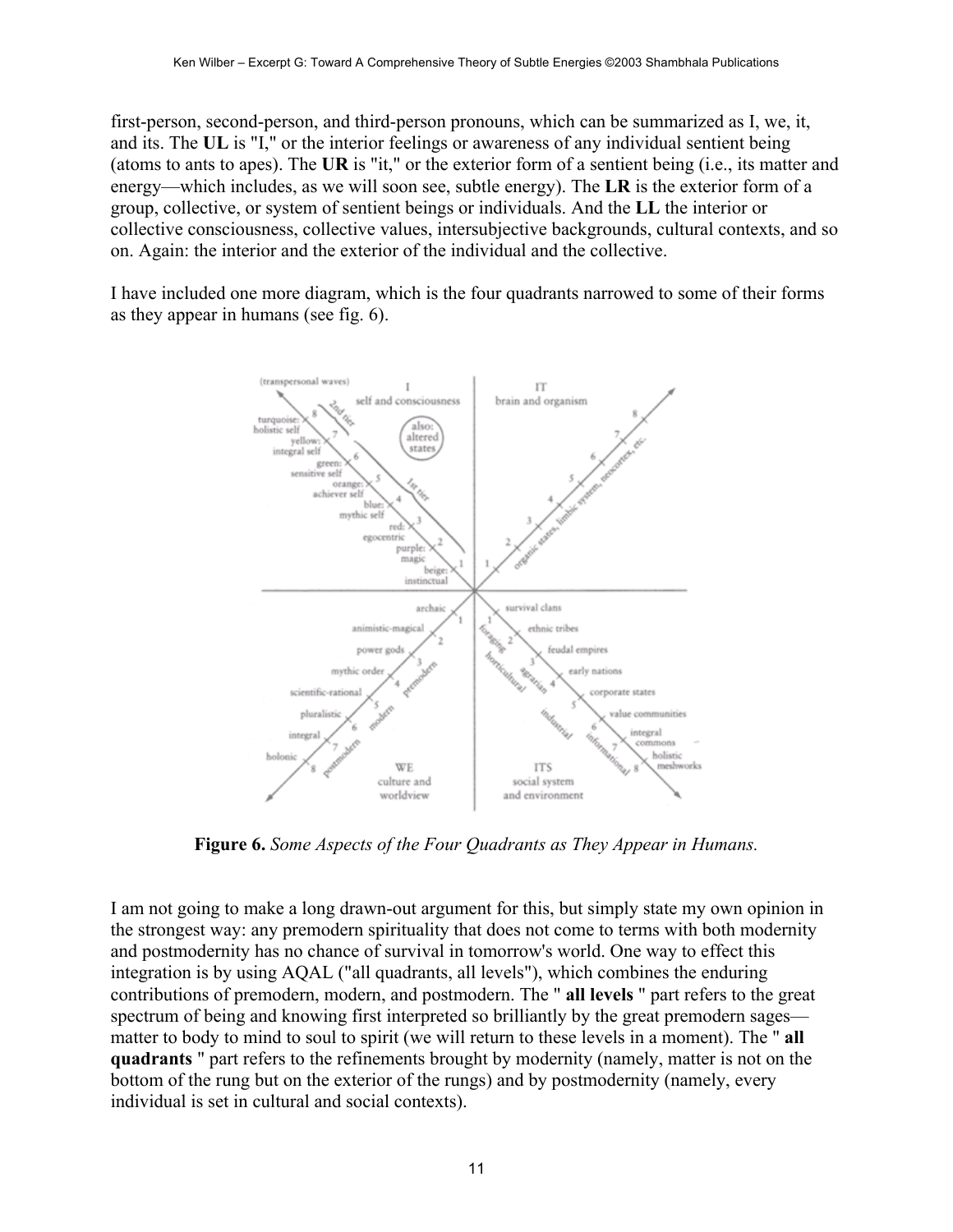first-person, second-person, and third-person pronouns, which can be summarized as I, we, it, and its. The **UL** is "I," or the interior feelings or awareness of any individual sentient being (atoms to ants to apes). The **UR** is "it," or the exterior form of a sentient being (i.e., its matter and energy—which includes, as we will soon see, subtle energy). The **LR** is the exterior form of a group, collective, or system of sentient beings or individuals. And the **LL** the interior or collective consciousness, collective values, intersubjective backgrounds, cultural contexts, and so on. Again: the interior and the exterior of the individual and the collective.

I have included one more diagram, which is the four quadrants narrowed to some of their forms as they appear in humans (see fig. 6).

**Figure 6.** *Some Aspects of the Four Quadrants as They Appear in Humans.*

I am not going to make a long drawn-out argument for this, but simply state my own opinion in the strongest way: any premodern spirituality that does not come to terms with both modernity and postmodernity has no chance of survival in tomorrow's world. One way to effect this integration is by using AQAL ("all quadrants, all levels"), which combines the enduring contributions of premodern, modern, and postmodern. The " **all levels** " part refers to the great spectrum of being and knowing first interpreted so brilliantly by the great premodern sages—matter to body to mind to soul to spirit (we will return to these levels in a moment). The " **all quadrants** " part refers to the refinements brought by modernity (namely, matter is not on the bottom of the rung but on the exterior of the rungs) and by postmodernity (namely, every individual is set in cultural and social contexts).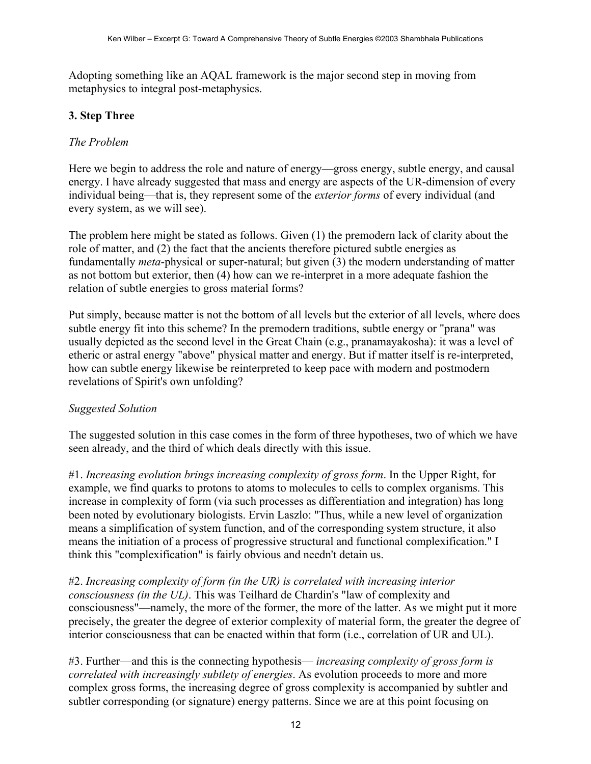Adopting something like an AQAL framework is the major second step in moving from metaphysics to integral post-metaphysics.

### 3. Step Three

*The Problem*

Here we begin to address the role and nature of energy—gross energy, subtle energy, and causal energy. I have already suggested that mass and energy are aspects of the UR-dimension of every individual being—that is, they represent some of the *exterior forms* of every individual (and every system, as we will see).

The problem here might be stated as follows. Given (1) the premodern lack of clarity about the role of matter, and (2) the fact that the ancients therefore pictured subtle energies as fundamentally *meta*-physical or super-natural; but given (3) the modern understanding of matter as not bottom but exterior, then (4) how can we re-interpret in a more adequate fashion the relation of subtle energies to gross material forms?

Put simply, because matter is not the bottom of all levels but the exterior of all levels, where does subtle energy fit into this scheme? In the premodern traditions, subtle energy or "prana" was usually depicted as the second level in the Great Chain (e.g., pranamayakosha): it was a level of etheric or astral energy "above" physical matter and energy. But if matter itself is re-interpreted, how can subtle energy likewise be reinterpreted to keep pace with modern and postmodern revelations of Spirit's own unfolding?

*Suggested Solution*

The suggested solution in this case comes in the form of three hypotheses, two of which we have seen already, and the third of which deals directly with this issue.

#1. *Increasing evolution brings increasing complexity of gross form*. In the Upper Right, for example, we find quarks to protons to atoms to molecules to cells to complex organisms. This increase in complexity of form (via such processes as differentiation and integration) has long been noted by evolutionary biologists. Ervin Laszlo: "Thus, while a new level of organization means a simplification of system function, and of the corresponding system structure, it also means the initiation of a process of progressive structural and functional complexification." I think this "complexification" is fairly obvious and needn't detain us.

#2. *Increasing complexity of form (in the UR) is correlated with increasing interior consciousness (in the UL)*. This was Teilhard de Chardin's "law of complexity and consciousness"—namely, the more of the former, the more of the latter. As we might put it more precisely, the greater the degree of exterior complexity of material form, the greater the degree of interior consciousness that can be enacted within that form (i.e., correlation of UR and UL).

#3. Further—and this is the connecting hypothesis— *increasing complexity of gross form is correlated with increasingly subtlety of energies*. As evolution proceeds to more and more complex gross forms, the increasing degree of gross complexity is accompanied by subtler and subtler corresponding (or signature) energy patterns. Since we are at this point focusing on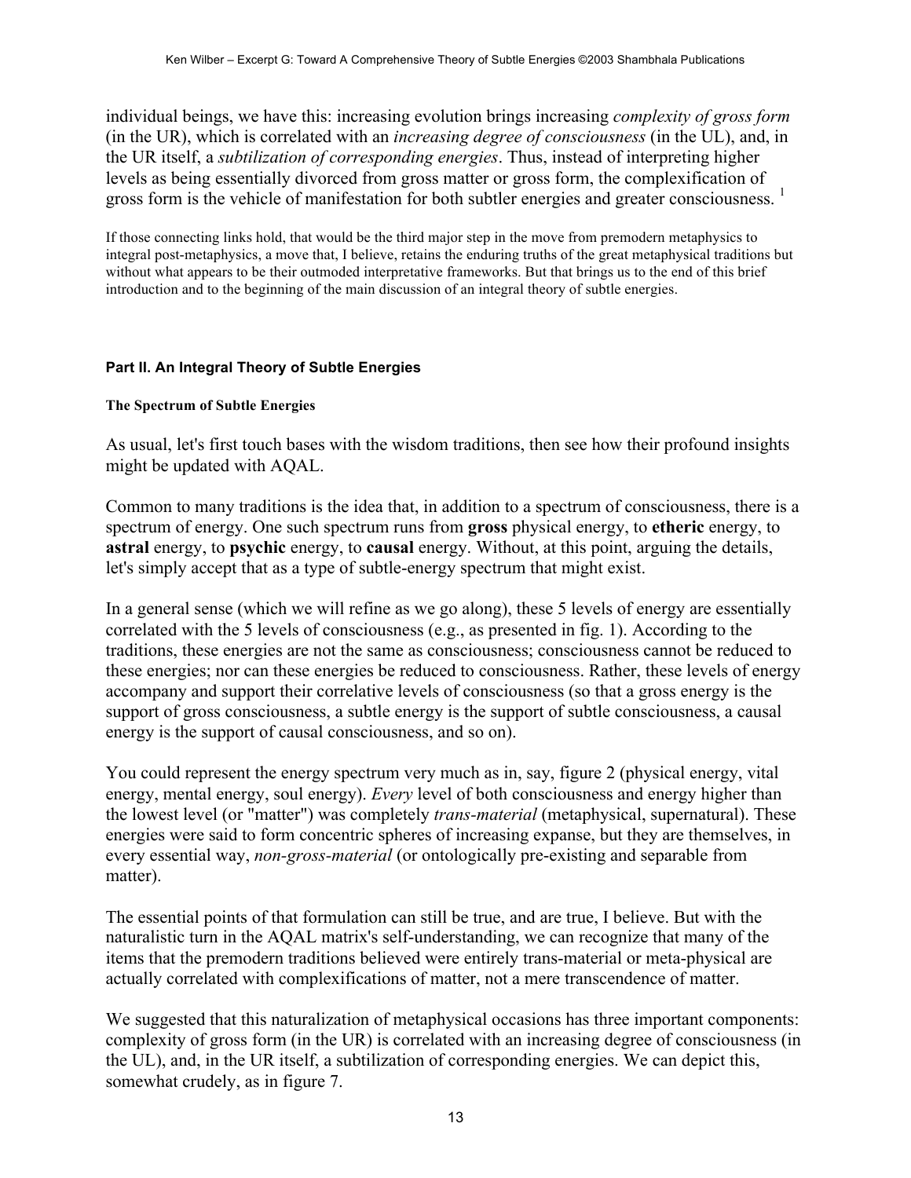individual beings, we have this: increasing evolution brings increasing *complexity of gross form* (in the UR), which is correlated with an *increasing degree of consciousness* (in the UL), and, in the UR itself, a *subtilization of corresponding energies*. Thus, instead of interpreting higher levels as being essentially divorced from gross matter or gross form, the complexification of gross form is the vehicle of manifestation for both subtler energies and greater consciousness. [1]

If those connecting links hold, that would be the third major step in the move from premodern metaphysics to integral post-metaphysics, a move that, I believe, retains the enduring truths of the great metaphysical traditions but without what appears to be their outmoded interpretative frameworks. But that brings us to the end of this brief introduction and to the beginning of the main discussion of an integral theory of subtle energies.

## Part II. An Integral Theory of Subtle Energies

### The Spectrum of Subtle Energies

As usual, let's first touch bases with the wisdom traditions, then see how their profound insights might be updated with AQAL.

Common to many traditions is the idea that, in addition to a spectrum of consciousness, there is a spectrum of energy. One such spectrum runs from **gross** physical energy, to **etheric** energy, to **astral** energy, to **psychic** energy, to **causal** energy. Without, at this point, arguing the details, let's simply accept that as a type of subtle-energy spectrum that might exist.

In a general sense (which we will refine as we go along), these 5 levels of energy are essentially correlated with the 5 levels of consciousness (e.g., as presented in fig. 1). According to the traditions, these energies are not the same as consciousness; consciousness cannot be reduced to these energies; nor can these energies be reduced to consciousness. Rather, these levels of energy accompany and support their correlative levels of consciousness (so that a gross energy is the support of gross consciousness, a subtle energy is the support of subtle consciousness, a causal energy is the support of causal consciousness, and so on).

You could represent the energy spectrum very much as in, say, figure 2 (physical energy, vital energy, mental energy, soul energy). *Every* level of both consciousness and energy higher than the lowest level (or "matter") was completely *trans-material* (metaphysical, supernatural). These energies were said to form concentric spheres of increasing expanse, but they are themselves, in every essential way, *non-gross-material* (or ontologically pre-existing and separable from matter).

The essential points of that formulation can still be true, and are true, I believe. But with the naturalistic turn in the AQAL matrix's self-understanding, we can recognize that many of the items that the premodern traditions believed were entirely trans-material or meta-physical are actually correlated with complexifications of matter, not a mere transcendence of matter.

We suggested that this naturalization of metaphysical occasions has three important components: complexity of gross form (in the UR) is correlated with an increasing degree of consciousness (in the UL), and, in the UR itself, a subtilization of corresponding energies. We can depict this, somewhat crudely, as in figure 7.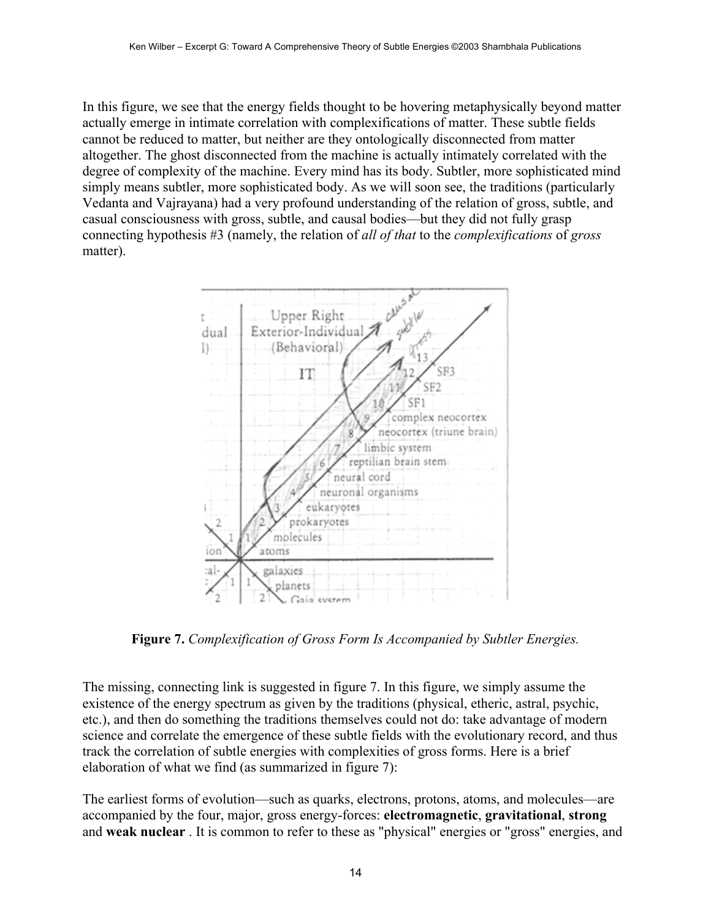In this figure, we see that the energy fields thought to be hovering metaphysically beyond matter actually emerge in intimate correlation with complexifications of matter. These subtle fields cannot be reduced to matter, but neither are they ontologically disconnected from matter altogether. The ghost disconnected from the machine is actually intimately correlated with the degree of complexity of the machine. Every mind has its body. Subtler, more sophisticated mind simply means subtler, more sophisticated body. As we will soon see, the traditions (particularly Vedanta and Vajrayana) had a very profound understanding of the relation of gross, subtle, and casual consciousness with gross, subtle, and causal bodies—but they did not fully grasp connecting hypothesis #3 (namely, the relation of *all of that* to the *complexifications* of *gross* matter).

**Figure 7.** *Complexification of Gross Form Is Accompanied by Subtler Energies.*

The missing, connecting link is suggested in figure 7. In this figure, we simply assume the existence of the energy spectrum as given by the traditions (physical, etheric, astral, psychic, etc.), and then do something the traditions themselves could not do: take advantage of modern science and correlate the emergence of these subtle fields with the evolutionary record, and thus track the correlation of subtle energies with complexities of gross forms. Here is a brief elaboration of what we find (as summarized in figure 7):

The earliest forms of evolution—such as quarks, electrons, protons, atoms, and molecules—are accompanied by the four, major, gross energy-forces: **electromagnetic**, **gravitational**, **strong** and **weak nuclear** . It is common to refer to these as "physical" energies or "gross" energies, and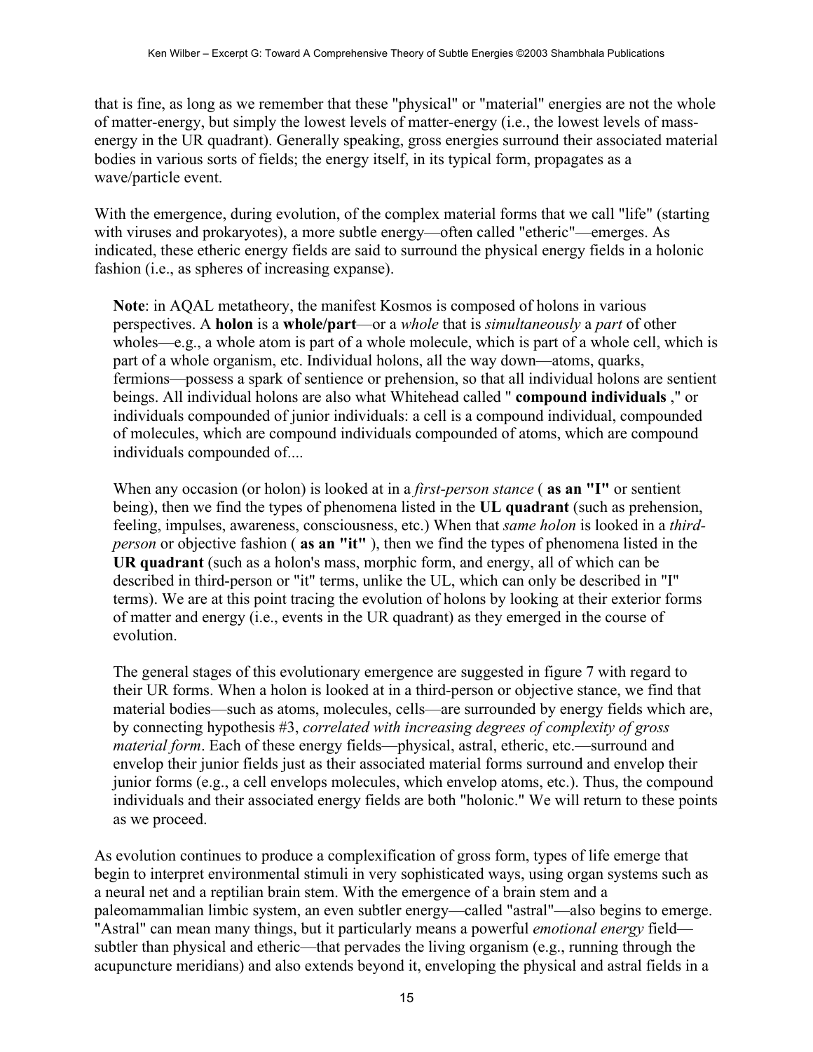that is fine, as long as we remember that these "physical" or "material" energies are not the whole of matter-energy, but simply the lowest levels of matter-energy (i.e., the lowest levels of mass-energy in the UR quadrant). Generally speaking, gross energies surround their associated material bodies in various sorts of fields; the energy itself, in its typical form, propagates as a wave/particle event.

With the emergence, during evolution, of the complex material forms that we call "life" (starting with viruses and prokaryotes), a more subtle energy—often called "etheric"—emerges. As indicated, these etheric energy fields are said to surround the physical energy fields in a holonic fashion (i.e., as spheres of increasing expanse).

> **Note**: in AQAL metatheory, the manifest Kosmos is composed of holons in various perspectives. A **holon** is a **whole/part**—or a *whole* that is *simultaneously* a *part* of other wholes—e.g., a whole atom is part of a whole molecule, which is part of a whole cell, which is part of a whole organism, etc. Individual holons, all the way down—atoms, quarks, fermions—possess a spark of sentience or prehension, so that all individual holons are sentient beings. All individual holons are also what Whitehead called " **compound individuals** ," or individuals compounded of junior individuals: a cell is a compound individual, compounded of molecules, which are compound individuals compounded of atoms, which are compound individuals compounded of....
>
> When any occasion (or holon) is looked at in a *first-person stance* ( **as an "I"** or sentient being), then we find the types of phenomena listed in the **UL quadrant** (such as prehension, feeling, impulses, awareness, consciousness, etc.) When that *same holon* is looked in a *third-person* or objective fashion ( **as an "it"** ), then we find the types of phenomena listed in the **UR quadrant** (such as a holon's mass, morphic form, and energy, all of which can be described in third-person or "it" terms, unlike the UL, which can only be described in "I" terms). We are at this point tracing the evolution of holons by looking at their exterior forms of matter and energy (i.e., events in the UR quadrant) as they emerged in the course of evolution.
>
> The general stages of this evolutionary emergence are suggested in figure 7 with regard to their UR forms. When a holon is looked at in a third-person or objective stance, we find that material bodies—such as atoms, molecules, cells—are surrounded by energy fields which are, by connecting hypothesis #3, *correlated with increasing degrees of complexity of gross material form*. Each of these energy fields—physical, astral, etheric, etc.—surround and envelop their junior fields just as their associated material forms surround and envelop their junior forms (e.g., a cell envelops molecules, which envelop atoms, etc.). Thus, the compound individuals and their associated energy fields are both "holonic." We will return to these points as we proceed.

As evolution continues to produce a complexification of gross form, types of life emerge that begin to interpret environmental stimuli in very sophisticated ways, using organ systems such as a neural net and a reptilian brain stem. With the emergence of a brain stem and a paleomammalian limbic system, an even subtler energy—called "astral"—also begins to emerge. "Astral" can mean many things, but it particularly means a powerful *emotional energy* field—subtler than physical and etheric—that pervades the living organism (e.g., running through the acupuncture meridians) and also extends beyond it, enveloping the physical and astral fields in a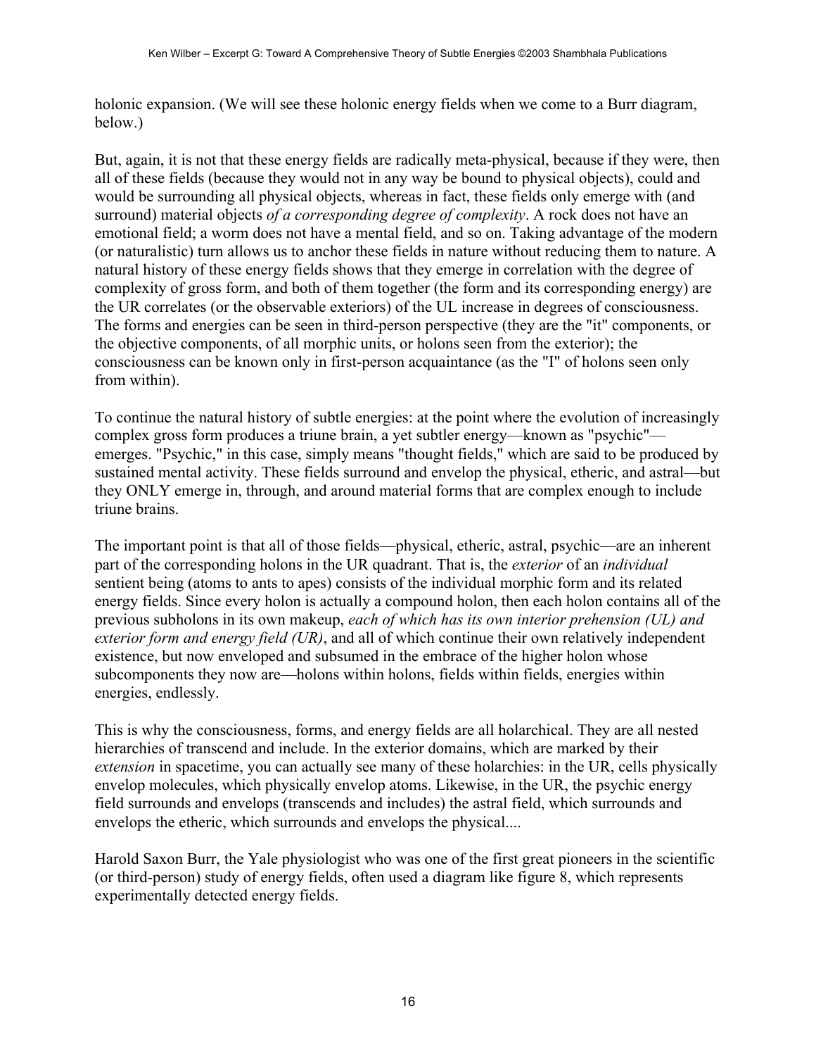holonic expansion. (We will see these holonic energy fields when we come to a Burr diagram, below.)

But, again, it is not that these energy fields are radically meta-physical, because if they were, then all of these fields (because they would not in any way be bound to physical objects), could and would be surrounding all physical objects, whereas in fact, these fields only emerge with (and surround) material objects *of a corresponding degree of complexity*. A rock does not have an emotional field; a worm does not have a mental field, and so on. Taking advantage of the modern (or naturalistic) turn allows us to anchor these fields in nature without reducing them to nature. A natural history of these energy fields shows that they emerge in correlation with the degree of complexity of gross form, and both of them together (the form and its corresponding energy) are the UR correlates (or the observable exteriors) of the UL increase in degrees of consciousness. The forms and energies can be seen in third-person perspective (they are the "it" components, or the objective components, of all morphic units, or holons seen from the exterior); the consciousness can be known only in first-person acquaintance (as the "I" of holons seen only from within).

To continue the natural history of subtle energies: at the point where the evolution of increasingly complex gross form produces a triune brain, a yet subtler energy—known as "psychic"—emerges. "Psychic," in this case, simply means "thought fields," which are said to be produced by sustained mental activity. These fields surround and envelop the physical, etheric, and astral—but they ONLY emerge in, through, and around material forms that are complex enough to include triune brains.

The important point is that all of those fields—physical, etheric, astral, psychic—are an inherent part of the corresponding holons in the UR quadrant. That is, the *exterior* of an *individual* sentient being (atoms to ants to apes) consists of the individual morphic form and its related energy fields. Since every holon is actually a compound holon, then each holon contains all of the previous subholons in its own makeup, *each of which has its own interior prehension (UL) and exterior form and energy field (UR)*, and all of which continue their own relatively independent existence, but now enveloped and subsumed in the embrace of the higher holon whose subcomponents they now are—holons within holons, fields within fields, energies within energies, endlessly.

This is why the consciousness, forms, and energy fields are all holarchical. They are all nested hierarchies of transcend and include. In the exterior domains, which are marked by their *extension* in spacetime, you can actually see many of these holarchies: in the UR, cells physically envelop molecules, which physically envelop atoms. Likewise, in the UR, the psychic energy field surrounds and envelops (transcends and includes) the astral field, which surrounds and envelops the etheric, which surrounds and envelops the physical....

Harold Saxon Burr, the Yale physiologist who was one of the first great pioneers in the scientific (or third-person) study of energy fields, often used a diagram like figure 8, which represents experimentally detected energy fields.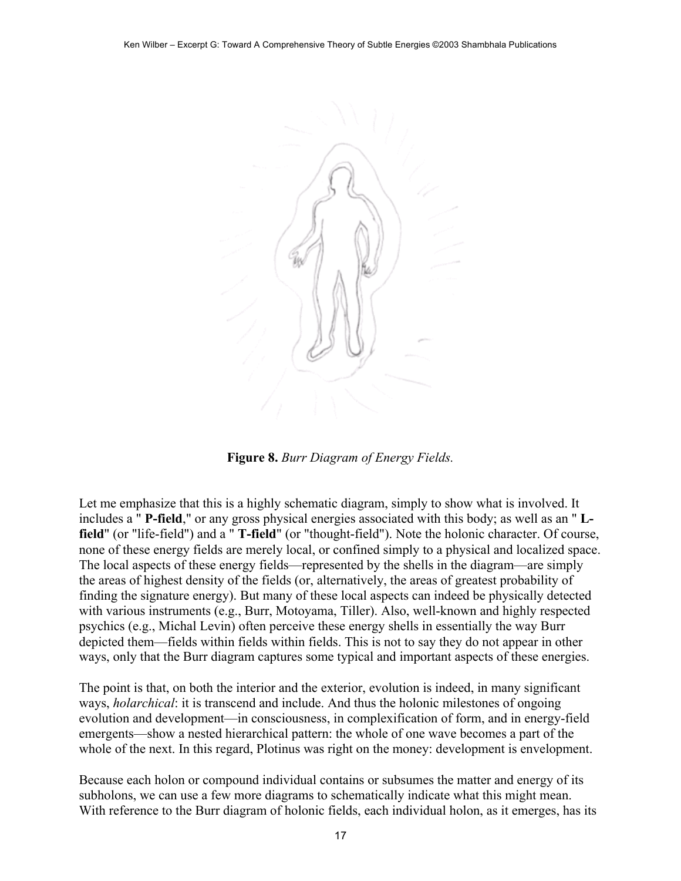**Figure 8.** *Burr Diagram of Energy Fields.*

Let me emphasize that this is a highly schematic diagram, simply to show what is involved. It includes a " **P-field**," or any gross physical energies associated with this body; as well as an " **L-field**" (or "life-field") and a " **T-field**" (or "thought-field"). Note the holonic character. Of course, none of these energy fields are merely local, or confined simply to a physical and localized space. The local aspects of these energy fields—represented by the shells in the diagram—are simply the areas of highest density of the fields (or, alternatively, the areas of greatest probability of finding the signature energy). But many of these local aspects can indeed be physically detected with various instruments (e.g., Burr, Motoyama, Tiller). Also, well-known and highly respected psychics (e.g., Michal Levin) often perceive these energy shells in essentially the way Burr depicted them—fields within fields within fields. This is not to say they do not appear in other ways, only that the Burr diagram captures some typical and important aspects of these energies.

The point is that, on both the interior and the exterior, evolution is indeed, in many significant ways, *holarchical*: it is transcend and include. And thus the holonic milestones of ongoing evolution and development—in consciousness, in complexification of form, and in energy-field emergents—show a nested hierarchical pattern: the whole of one wave becomes a part of the whole of the next. In this regard, Plotinus was right on the money: development is envelopment.

Because each holon or compound individual contains or subsumes the matter and energy of its subholons, we can use a few more diagrams to schematically indicate what this might mean. With reference to the Burr diagram of holonic fields, each individual holon, as it emerges, has its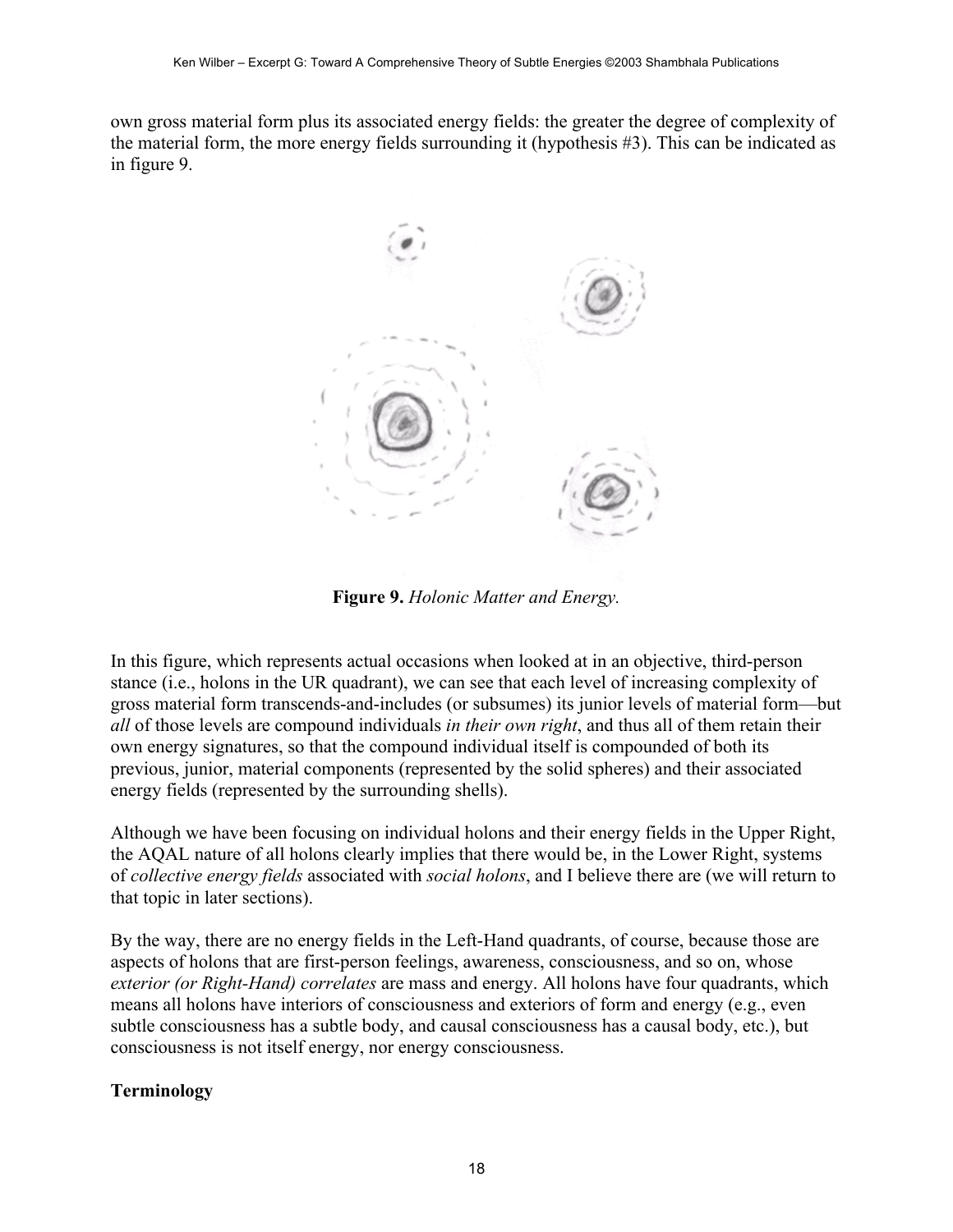own gross material form plus its associated energy fields: the greater the degree of complexity of the material form, the more energy fields surrounding it (hypothesis #3). This can be indicated as in figure 9.

**Figure 9.** *Holonic Matter and Energy.*

In this figure, which represents actual occasions when looked at in an objective, third-person stance (i.e., holons in the UR quadrant), we can see that each level of increasing complexity of gross material form transcends-and-includes (or subsumes) its junior levels of material form—but *all* of those levels are compound individuals *in their own right*, and thus all of them retain their own energy signatures, so that the compound individual itself is compounded of both its previous, junior, material components (represented by the solid spheres) and their associated energy fields (represented by the surrounding shells).

Although we have been focusing on individual holons and their energy fields in the Upper Right, the AQAL nature of all holons clearly implies that there would be, in the Lower Right, systems of *collective energy fields* associated with *social holons*, and I believe there are (we will return to that topic in later sections).

By the way, there are no energy fields in the Left-Hand quadrants, of course, because those are aspects of holons that are first-person feelings, awareness, consciousness, and so on, whose *exterior (or Right-Hand) correlates* are mass and energy. All holons have four quadrants, which means all holons have interiors of consciousness and exteriors of form and energy (e.g., even subtle consciousness has a subtle body, and causal consciousness has a causal body, etc.), but consciousness is not itself energy, nor energy consciousness.

## Terminology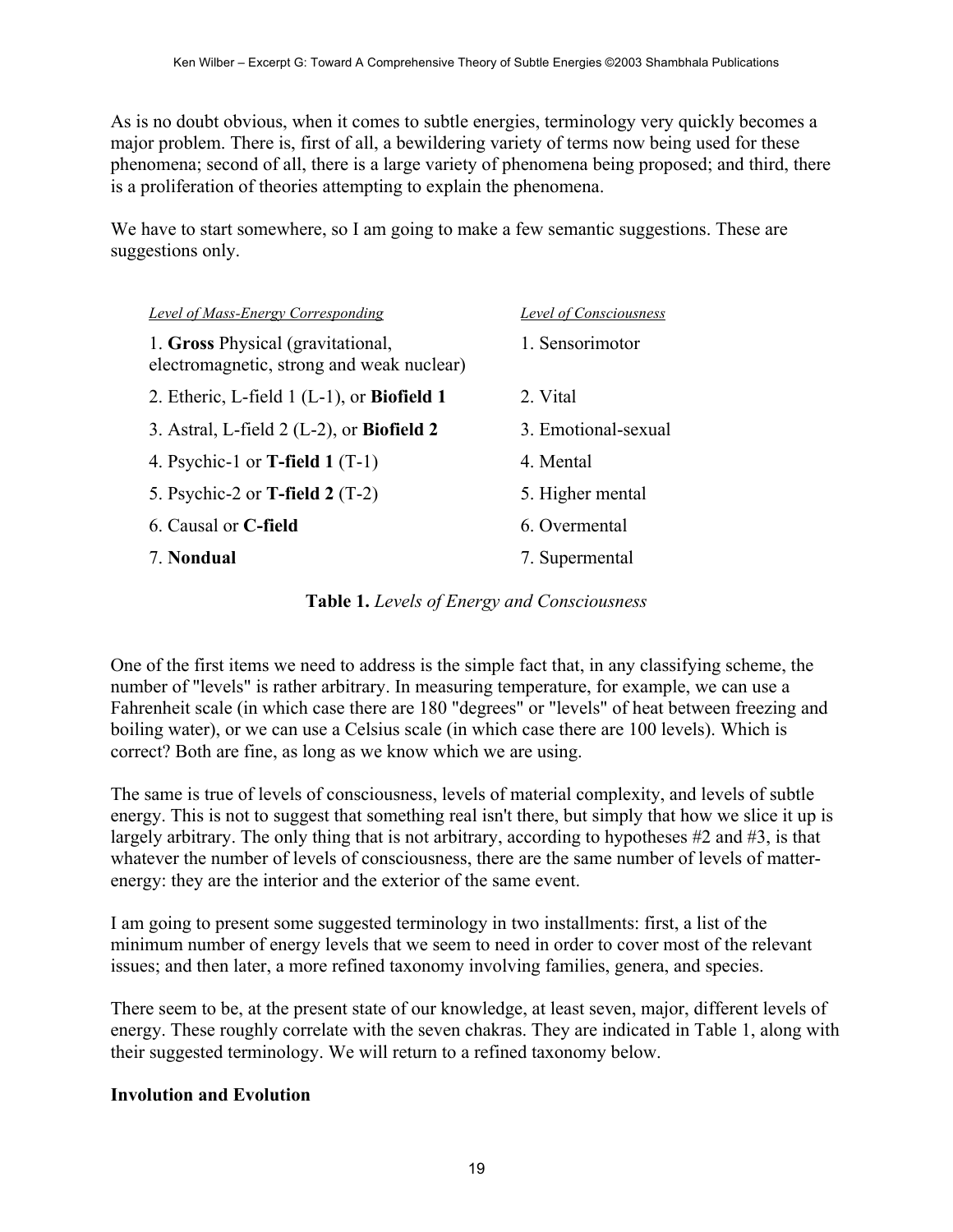As is no doubt obvious, when it comes to subtle energies, terminology very quickly becomes a major problem. There is, first of all, a bewildering variety of terms now being used for these phenomena; second of all, there is a large variety of phenomena being proposed; and third, there is a proliferation of theories attempting to explain the phenomena.

We have to start somewhere, so I am going to make a few semantic suggestions. These are suggestions only.

| *Level of Mass-Energy Corresponding* | *Level of Consciousness* |
|---|---|
| 1. **Gross** Physical (gravitational, electromagnetic, strong and weak nuclear) | 1. Sensorimotor |
| 2. Etheric, L-field 1 (L-1), or **Biofield 1** | 2. Vital |
| 3. Astral, L-field 2 (L-2), or **Biofield 2** | 3. Emotional-sexual |
| 4. Psychic-1 or **T-field 1** (T-1) | 4. Mental |
| 5. Psychic-2 or **T-field 2** (T-2) | 5. Higher mental |
| 6. Causal or **C-field** | 6. Overmental |
| 7. **Nondual** | 7. Supermental |

**Table 1.** *Levels of Energy and Consciousness*

One of the first items we need to address is the simple fact that, in any classifying scheme, the number of "levels" is rather arbitrary. In measuring temperature, for example, we can use a Fahrenheit scale (in which case there are 180 "degrees" or "levels" of heat between freezing and boiling water), or we can use a Celsius scale (in which case there are 100 levels). Which is correct? Both are fine, as long as we know which we are using.

The same is true of levels of consciousness, levels of material complexity, and levels of subtle energy. This is not to suggest that something real isn't there, but simply that how we slice it up is largely arbitrary. The only thing that is not arbitrary, according to hypotheses #2 and #3, is that whatever the number of levels of consciousness, there are the same number of levels of matter-energy: they are the interior and the exterior of the same event.

I am going to present some suggested terminology in two installments: first, a list of the minimum number of energy levels that we seem to need in order to cover most of the relevant issues; and then later, a more refined taxonomy involving families, genera, and species.

There seem to be, at the present state of our knowledge, at least seven, major, different levels of energy. These roughly correlate with the seven chakras. They are indicated in Table 1, along with their suggested terminology. We will return to a refined taxonomy below.

## Involution and Evolution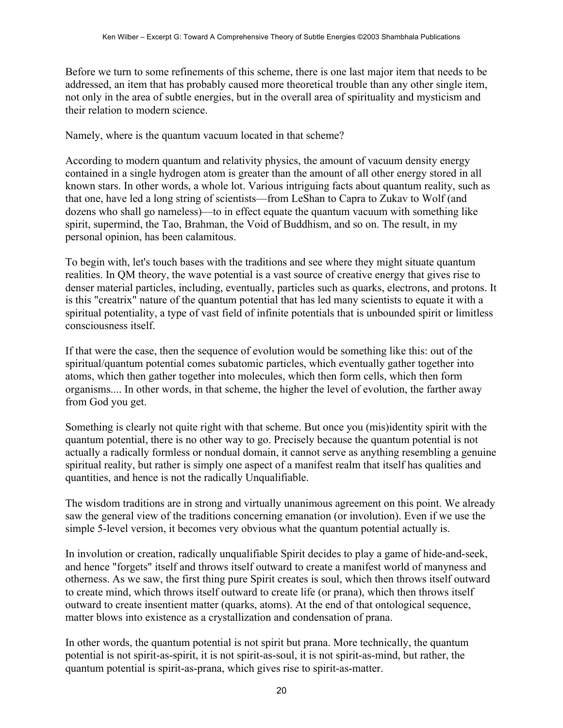Before we turn to some refinements of this scheme, there is one last major item that needs to be addressed, an item that has probably caused more theoretical trouble than any other single item, not only in the area of subtle energies, but in the overall area of spirituality and mysticism and their relation to modern science.

Namely, where is the quantum vacuum located in that scheme?

According to modern quantum and relativity physics, the amount of vacuum density energy contained in a single hydrogen atom is greater than the amount of all other energy stored in all known stars. In other words, a whole lot. Various intriguing facts about quantum reality, such as that one, have led a long string of scientists—from LeShan to Capra to Zukav to Wolf (and dozens who shall go nameless)—to in effect equate the quantum vacuum with something like spirit, supermind, the Tao, Brahman, the Void of Buddhism, and so on. The result, in my personal opinion, has been calamitous.

To begin with, let's touch bases with the traditions and see where they might situate quantum realities. In QM theory, the wave potential is a vast source of creative energy that gives rise to denser material particles, including, eventually, particles such as quarks, electrons, and protons. It is this "creatrix" nature of the quantum potential that has led many scientists to equate it with a spiritual potentiality, a type of vast field of infinite potentials that is unbounded spirit or limitless consciousness itself.

If that were the case, then the sequence of evolution would be something like this: out of the spiritual/quantum potential comes subatomic particles, which eventually gather together into atoms, which then gather together into molecules, which then form cells, which then form organisms.... In other words, in that scheme, the higher the level of evolution, the farther away from God you get.

Something is clearly not quite right with that scheme. But once you (mis)identity spirit with the quantum potential, there is no other way to go. Precisely because the quantum potential is not actually a radically formless or nondual domain, it cannot serve as anything resembling a genuine spiritual reality, but rather is simply one aspect of a manifest realm that itself has qualities and quantities, and hence is not the radically Unqualifiable.

The wisdom traditions are in strong and virtually unanimous agreement on this point. We already saw the general view of the traditions concerning emanation (or involution). Even if we use the simple 5-level version, it becomes very obvious what the quantum potential actually is.

In involution or creation, radically unqualifiable Spirit decides to play a game of hide-and-seek, and hence "forgets" itself and throws itself outward to create a manifest world of manyness and otherness. As we saw, the first thing pure Spirit creates is soul, which then throws itself outward to create mind, which throws itself outward to create life (or prana), which then throws itself outward to create insentient matter (quarks, atoms). At the end of that ontological sequence, matter blows into existence as a crystallization and condensation of prana.

In other words, the quantum potential is not spirit but prana. More technically, the quantum potential is not spirit-as-spirit, it is not spirit-as-soul, it is not spirit-as-mind, but rather, the quantum potential is spirit-as-prana, which gives rise to spirit-as-matter.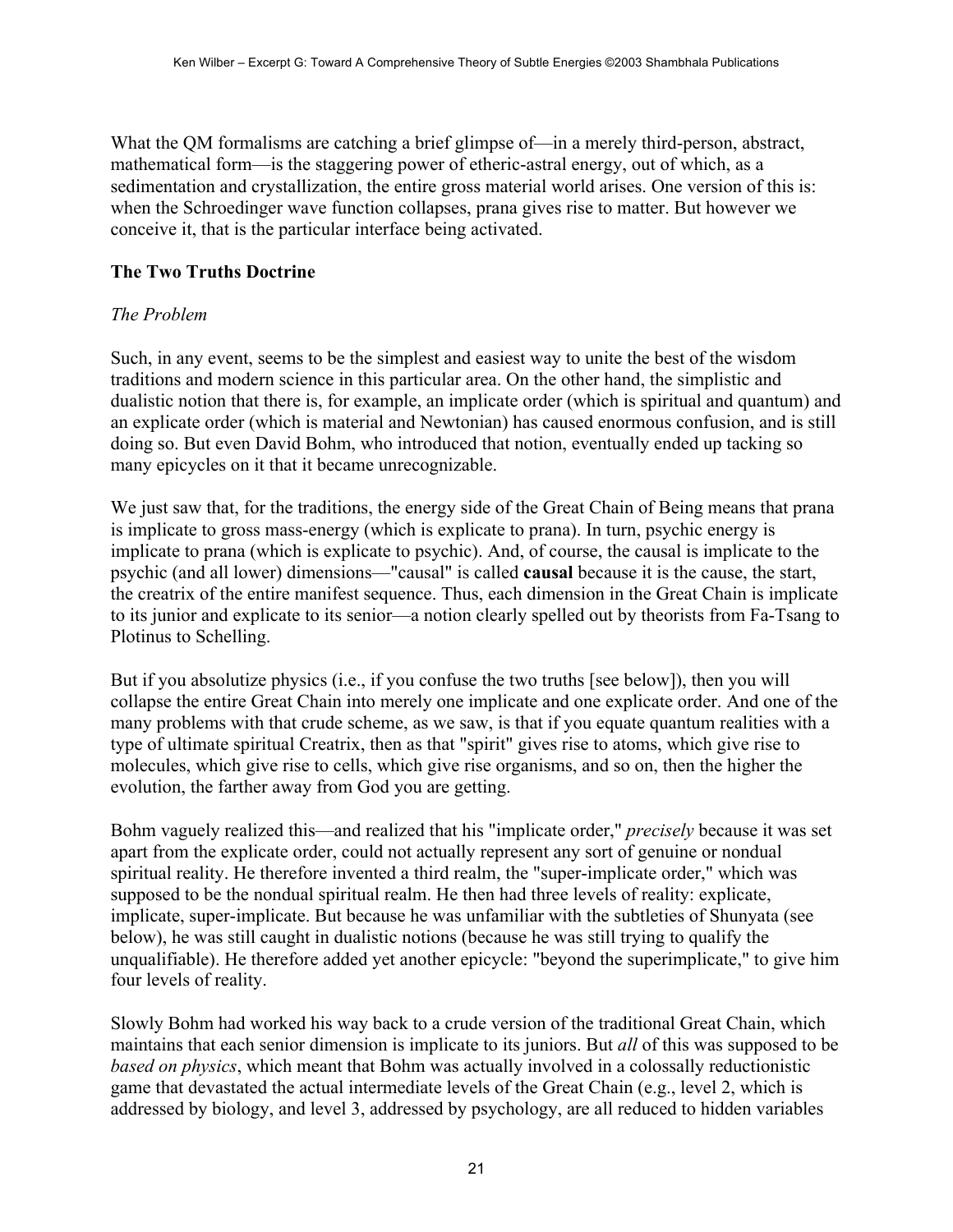What the QM formalisms are catching a brief glimpse of—in a merely third-person, abstract, mathematical form—is the staggering power of etheric-astral energy, out of which, as a sedimentation and crystallization, the entire gross material world arises. One version of this is: when the Schroedinger wave function collapses, prana gives rise to matter. But however we conceive it, that is the particular interface being activated.

## The Two Truths Doctrine

*The Problem*

Such, in any event, seems to be the simplest and easiest way to unite the best of the wisdom traditions and modern science in this particular area. On the other hand, the simplistic and dualistic notion that there is, for example, an implicate order (which is spiritual and quantum) and an explicate order (which is material and Newtonian) has caused enormous confusion, and is still doing so. But even David Bohm, who introduced that notion, eventually ended up tacking so many epicycles on it that it became unrecognizable.

We just saw that, for the traditions, the energy side of the Great Chain of Being means that prana is implicate to gross mass-energy (which is explicate to prana). In turn, psychic energy is implicate to prana (which is explicate to psychic). And, of course, the causal is implicate to the psychic (and all lower) dimensions—"causal" is called **causal** because it is the cause, the start, the creatrix of the entire manifest sequence. Thus, each dimension in the Great Chain is implicate to its junior and explicate to its senior—a notion clearly spelled out by theorists from Fa-Tsang to Plotinus to Schelling.

But if you absolutize physics (i.e., if you confuse the two truths [see below]), then you will collapse the entire Great Chain into merely one implicate and one explicate order. And one of the many problems with that crude scheme, as we saw, is that if you equate quantum realities with a type of ultimate spiritual Creatrix, then as that "spirit" gives rise to atoms, which give rise to molecules, which give rise to cells, which give rise organisms, and so on, then the higher the evolution, the farther away from God you are getting.

Bohm vaguely realized this—and realized that his "implicate order," *precisely* because it was set apart from the explicate order, could not actually represent any sort of genuine or nondual spiritual reality. He therefore invented a third realm, the "super-implicate order," which was supposed to be the nondual spiritual realm. He then had three levels of reality: explicate, implicate, super-implicate. But because he was unfamiliar with the subtleties of Shunyata (see below), he was still caught in dualistic notions (because he was still trying to qualify the unqualifiable). He therefore added yet another epicycle: "beyond the superimplicate," to give him four levels of reality.

Slowly Bohm had worked his way back to a crude version of the traditional Great Chain, which maintains that each senior dimension is implicate to its juniors. But *all* of this was supposed to be *based on physics*, which meant that Bohm was actually involved in a colossally reductionistic game that devastated the actual intermediate levels of the Great Chain (e.g., level 2, which is addressed by biology, and level 3, addressed by psychology, are all reduced to hidden variables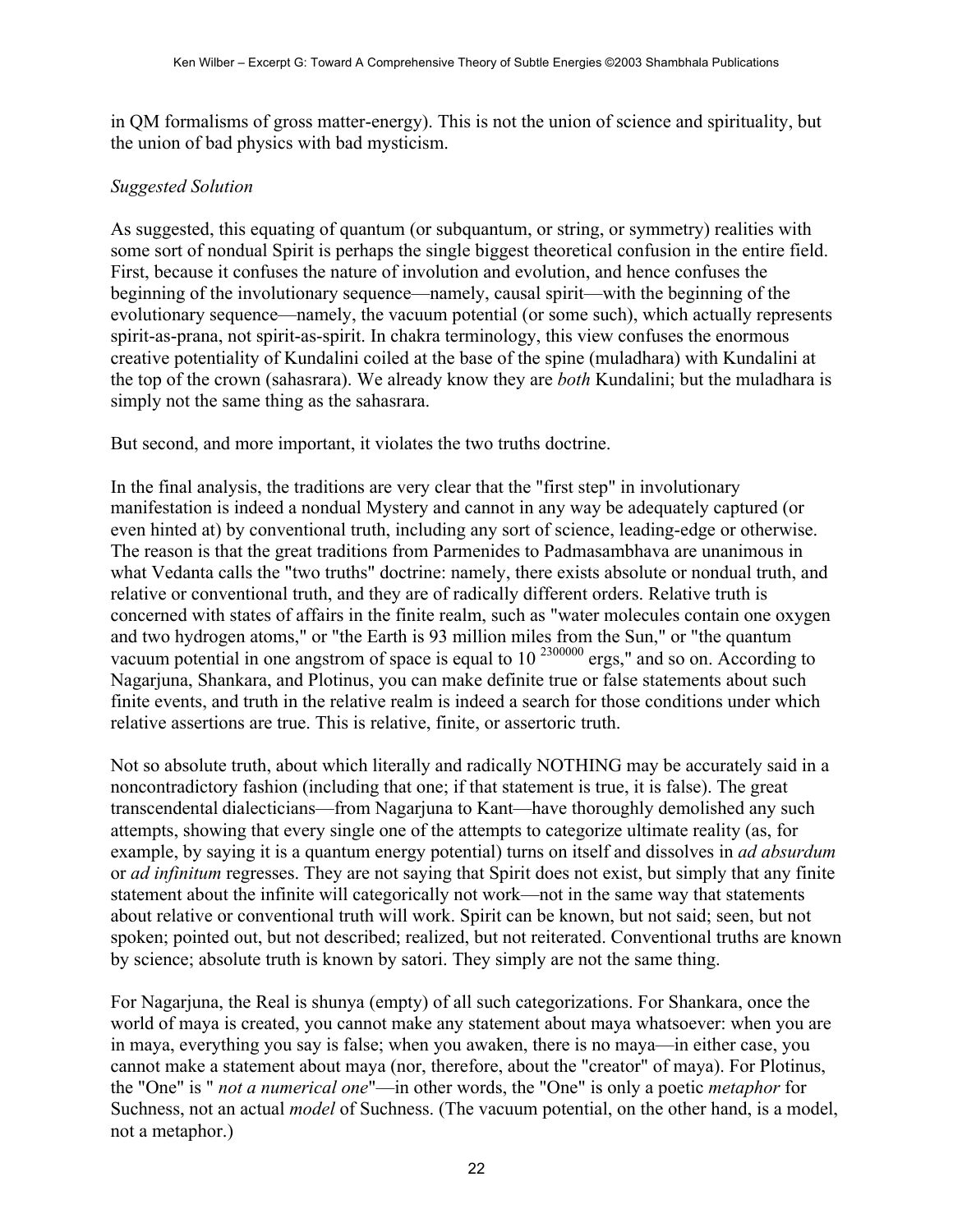in QM formalisms of gross matter-energy). This is not the union of science and spirituality, but the union of bad physics with bad mysticism.

*Suggested Solution*

As suggested, this equating of quantum (or subquantum, or string, or symmetry) realities with some sort of nondual Spirit is perhaps the single biggest theoretical confusion in the entire field. First, because it confuses the nature of involution and evolution, and hence confuses the beginning of the involutionary sequence—namely, causal spirit—with the beginning of the evolutionary sequence—namely, the vacuum potential (or some such), which actually represents spirit-as-prana, not spirit-as-spirit. In chakra terminology, this view confuses the enormous creative potentiality of Kundalini coiled at the base of the spine (muladhara) with Kundalini at the top of the crown (sahasrara). We already know they are *both* Kundalini; but the muladhara is simply not the same thing as the sahasrara.

But second, and more important, it violates the two truths doctrine.

In the final analysis, the traditions are very clear that the "first step" in involutionary manifestation is indeed a nondual Mystery and cannot in any way be adequately captured (or even hinted at) by conventional truth, including any sort of science, leading-edge or otherwise. The reason is that the great traditions from Parmenides to Padmasambhava are unanimous in what Vedanta calls the "two truths" doctrine: namely, there exists absolute or nondual truth, and relative or conventional truth, and they are of radically different orders. Relative truth is concerned with states of affairs in the finite realm, such as "water molecules contain one oxygen and two hydrogen atoms," or "the Earth is 93 million miles from the Sun," or "the quantum vacuum potential in one angstrom of space is equal to $10^{2300000}$ ergs," and so on. According to Nagarjuna, Shankara, and Plotinus, you can make definite true or false statements about such finite events, and truth in the relative realm is indeed a search for those conditions under which relative assertions are true. This is relative, finite, or assertoric truth.

Not so absolute truth, about which literally and radically NOTHING may be accurately said in a noncontradictory fashion (including that one; if that statement is true, it is false). The great transcendental dialecticians—from Nagarjuna to Kant—have thoroughly demolished any such attempts, showing that every single one of the attempts to categorize ultimate reality (as, for example, by saying it is a quantum energy potential) turns on itself and dissolves in *ad absurdum* or *ad infinitum* regresses. They are not saying that Spirit does not exist, but simply that any finite statement about the infinite will categorically not work—not in the same way that statements about relative or conventional truth will work. Spirit can be known, but not said; seen, but not spoken; pointed out, but not described; realized, but not reiterated. Conventional truths are known by science; absolute truth is known by satori. They simply are not the same thing.

For Nagarjuna, the Real is shunya (empty) of all such categorizations. For Shankara, once the world of maya is created, you cannot make any statement about maya whatsoever: when you are in maya, everything you say is false; when you awaken, there is no maya—in either case, you cannot make a statement about maya (nor, therefore, about the "creator" of maya). For Plotinus, the "One" is " *not a numerical one*"—in other words, the "One" is only a poetic *metaphor* for Suchness, not an actual *model* of Suchness. (The vacuum potential, on the other hand, is a model, not a metaphor.)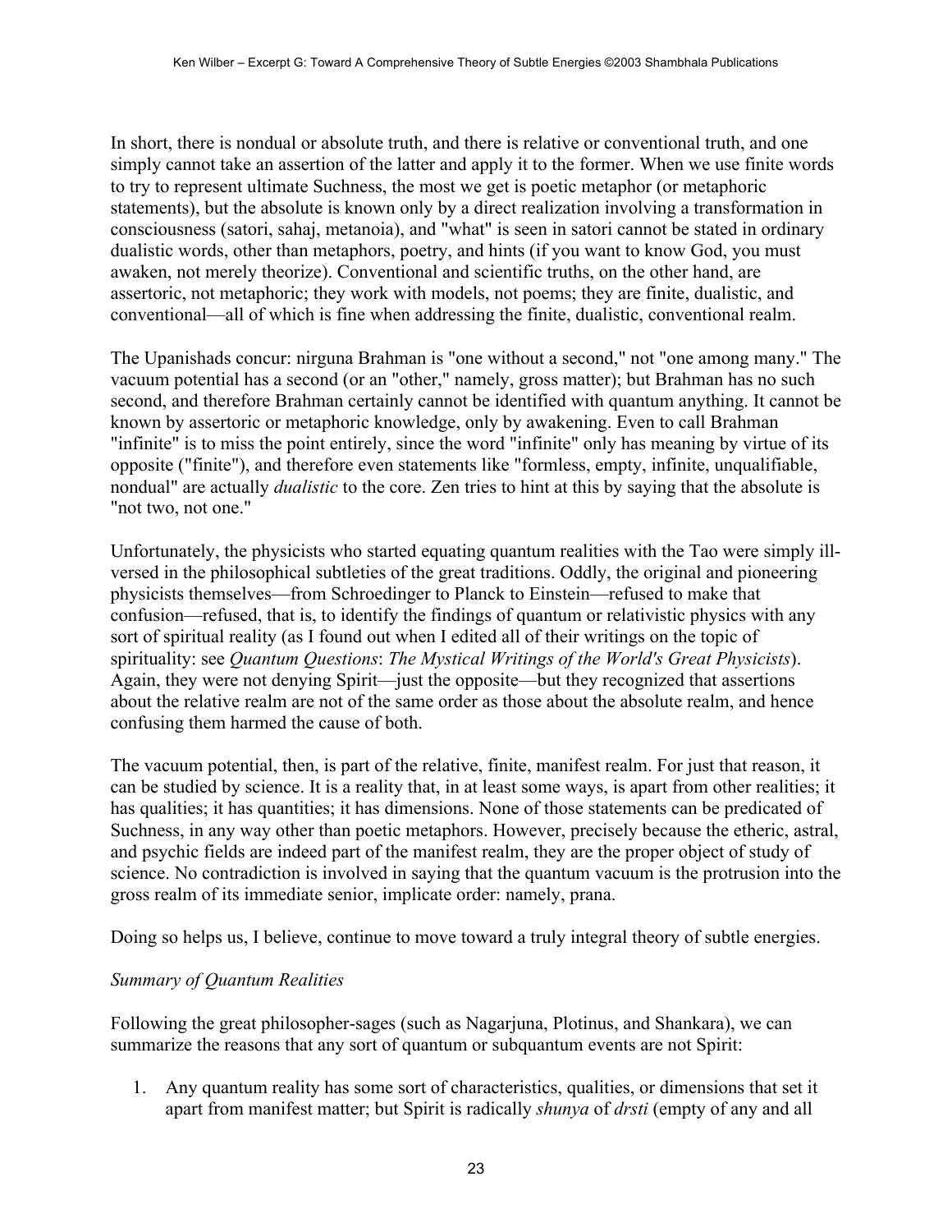In short, there is nondual or absolute truth, and there is relative or conventional truth, and one simply cannot take an assertion of the latter and apply it to the former. When we use finite words to try to represent ultimate Suchness, the most we get is poetic metaphor (or metaphoric statements), but the absolute is known only by a direct realization involving a transformation in consciousness (satori, sahaj, metanoia), and "what" is seen in satori cannot be stated in ordinary dualistic words, other than metaphors, poetry, and hints (if you want to know God, you must awaken, not merely theorize). Conventional and scientific truths, on the other hand, are assertoric, not metaphoric; they work with models, not poems; they are finite, dualistic, and conventional—all of which is fine when addressing the finite, dualistic, conventional realm.

The Upanishads concur: nirguna Brahman is "one without a second," not "one among many." The vacuum potential has a second (or an "other," namely, gross matter); but Brahman has no such second, and therefore Brahman certainly cannot be identified with quantum anything. It cannot be known by assertoric or metaphoric knowledge, only by awakening. Even to call Brahman "infinite" is to miss the point entirely, since the word "infinite" only has meaning by virtue of its opposite ("finite"), and therefore even statements like "formless, empty, infinite, unqualifiable, nondual" are actually *dualistic* to the core. Zen tries to hint at this by saying that the absolute is "not two, not one."

Unfortunately, the physicists who started equating quantum realities with the Tao were simply ill-versed in the philosophical subtleties of the great traditions. Oddly, the original and pioneering physicists themselves—from Schroedinger to Planck to Einstein—refused to make that confusion—refused, that is, to identify the findings of quantum or relativistic physics with any sort of spiritual reality (as I found out when I edited all of their writings on the topic of spirituality: see *Quantum Questions*: *The Mystical Writings of the World's Great Physicists*). Again, they were not denying Spirit—just the opposite—but they recognized that assertions about the relative realm are not of the same order as those about the absolute realm, and hence confusing them harmed the cause of both.

The vacuum potential, then, is part of the relative, finite, manifest realm. For just that reason, it can be studied by science. It is a reality that, in at least some ways, is apart from other realities; it has qualities; it has quantities; it has dimensions. None of those statements can be predicated of Suchness, in any way other than poetic metaphors. However, precisely because the etheric, astral, and psychic fields are indeed part of the manifest realm, they are the proper object of study of science. No contradiction is involved in saying that the quantum vacuum is the protrusion into the gross realm of its immediate senior, implicate order: namely, prana.

Doing so helps us, I believe, continue to move toward a truly integral theory of subtle energies.

*Summary of Quantum Realities*

Following the great philosopher-sages (such as Nagarjuna, Plotinus, and Shankara), we can summarize the reasons that any sort of quantum or subquantum events are not Spirit:

1. Any quantum reality has some sort of characteristics, qualities, or dimensions that set it apart from manifest matter; but Spirit is radically *shunya* of *drsti* (empty of any and all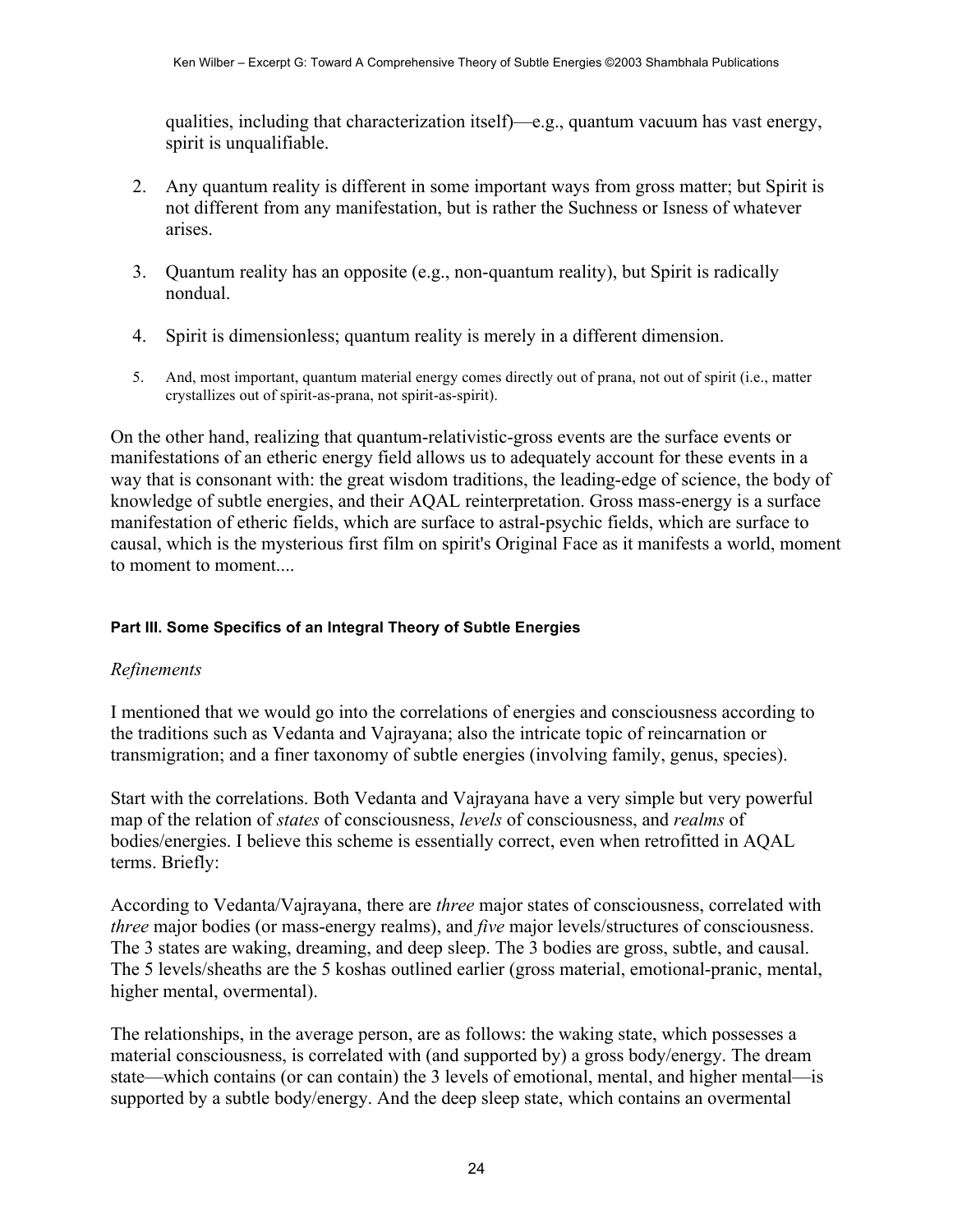qualities, including that characterization itself)—e.g., quantum vacuum has vast energy, spirit is unqualifiable.

2. Any quantum reality is different in some important ways from gross matter; but Spirit is not different from any manifestation, but is rather the Suchness or Isness of whatever arises.

3. Quantum reality has an opposite (e.g., non-quantum reality), but Spirit is radically nondual.

4. Spirit is dimensionless; quantum reality is merely in a different dimension.

5. And, most important, quantum material energy comes directly out of prana, not out of spirit (i.e., matter crystallizes out of spirit-as-prana, not spirit-as-spirit).

On the other hand, realizing that quantum-relativistic-gross events are the surface events or manifestations of an etheric energy field allows us to adequately account for these events in a way that is consonant with: the great wisdom traditions, the leading-edge of science, the body of knowledge of subtle energies, and their AQAL reinterpretation. Gross mass-energy is a surface manifestation of etheric fields, which are surface to astral-psychic fields, which are surface to causal, which is the mysterious first film on spirit's Original Face as it manifests a world, moment to moment to moment....

#### Part III. Some Specifics of an Integral Theory of Subtle Energies

*Refinements*

I mentioned that we would go into the correlations of energies and consciousness according to the traditions such as Vedanta and Vajrayana; also the intricate topic of reincarnation or transmigration; and a finer taxonomy of subtle energies (involving family, genus, species).

Start with the correlations. Both Vedanta and Vajrayana have a very simple but very powerful map of the relation of *states* of consciousness, *levels* of consciousness, and *realms* of bodies/energies. I believe this scheme is essentially correct, even when retrofitted in AQAL terms. Briefly:

According to Vedanta/Vajrayana, there are *three* major states of consciousness, correlated with *three* major bodies (or mass-energy realms), and *five* major levels/structures of consciousness. The 3 states are waking, dreaming, and deep sleep. The 3 bodies are gross, subtle, and causal. The 5 levels/sheaths are the 5 koshas outlined earlier (gross material, emotional-pranic, mental, higher mental, overmental).

The relationships, in the average person, are as follows: the waking state, which possesses a material consciousness, is correlated with (and supported by) a gross body/energy. The dream state—which contains (or can contain) the 3 levels of emotional, mental, and higher mental—is supported by a subtle body/energy. And the deep sleep state, which contains an overmental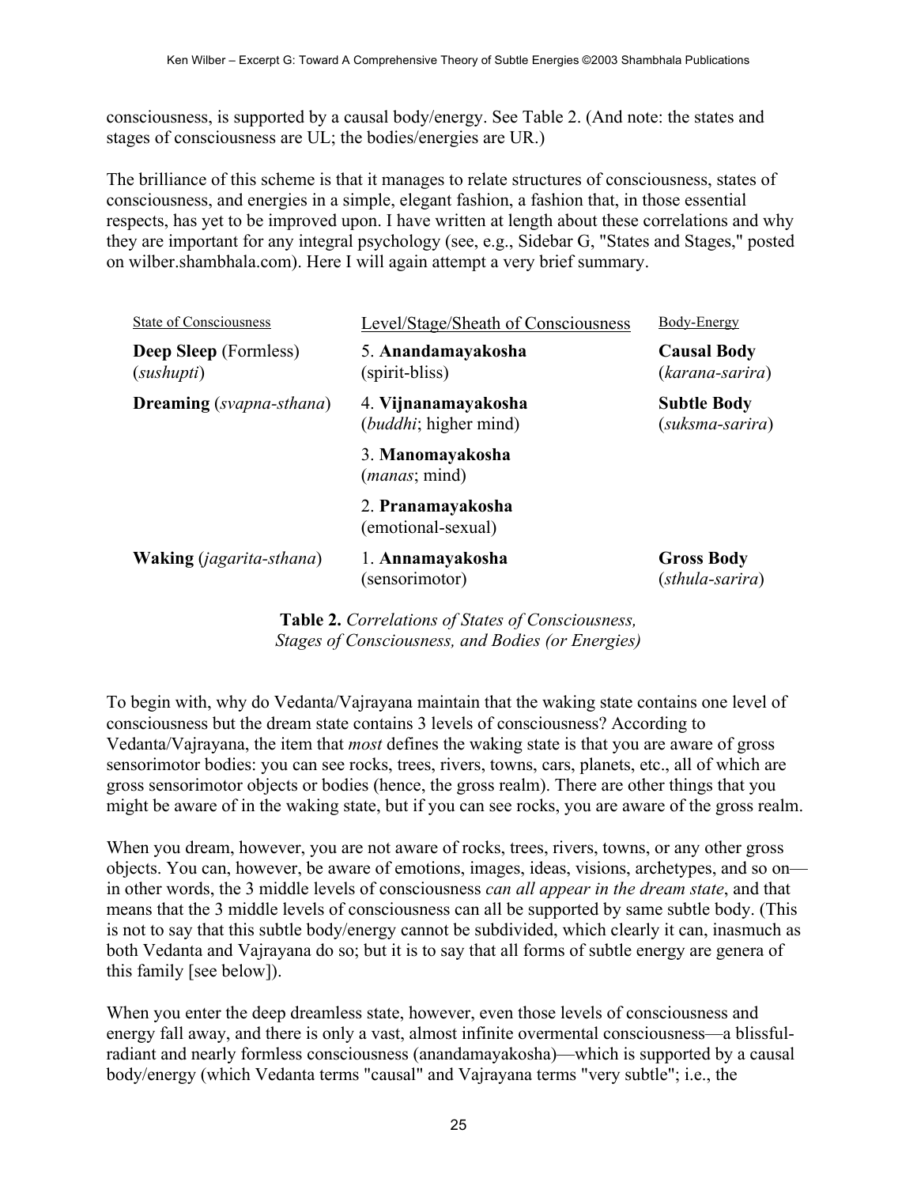consciousness, is supported by a causal body/energy. See Table 2. (And note: the states and stages of consciousness are UL; the bodies/energies are UR.)

The brilliance of this scheme is that it manages to relate structures of consciousness, states of consciousness, and energies in a simple, elegant fashion, a fashion that, in those essential respects, has yet to be improved upon. I have written at length about these correlations and why they are important for any integral psychology (see, e.g., Sidebar G, "States and Stages," posted on wilber.shambhala.com). Here I will again attempt a very brief summary.

| State of Consciousness | Level/Stage/Sheath of Consciousness | Body-Energy |
|---|---|---|
| **Deep Sleep** (Formless) (*sushupti*) | 5. **Anandamayakosha** (spirit-bliss) | **Causal Body** (*karana-sarira*) |
| **Dreaming** (*svapna-sthana*) | 4. **Vijnanamayakosha** (*buddhi*; higher mind) | **Subtle Body** (*suksma-sarira*) |
| | 3. **Manomayakosha** (*manas*; mind) | |
| | 2. **Pranamayakosha** (emotional-sexual) | |
| **Waking** (*jagarita-sthana*) | 1. **Annamayakosha** (sensorimotor) | **Gross Body** (*sthula-sarira*) |

**Table 2.** *Correlations of States of Consciousness, Stages of Consciousness, and Bodies (or Energies)*

To begin with, why do Vedanta/Vajrayana maintain that the waking state contains one level of consciousness but the dream state contains 3 levels of consciousness? According to Vedanta/Vajrayana, the item that *most* defines the waking state is that you are aware of gross sensorimotor bodies: you can see rocks, trees, rivers, towns, cars, planets, etc., all of which are gross sensorimotor objects or bodies (hence, the gross realm). There are other things that you might be aware of in the waking state, but if you can see rocks, you are aware of the gross realm.

When you dream, however, you are not aware of rocks, trees, rivers, towns, or any other gross objects. You can, however, be aware of emotions, images, ideas, visions, archetypes, and so on—in other words, the 3 middle levels of consciousness *can all appear in the dream state*, and that means that the 3 middle levels of consciousness can all be supported by same subtle body. (This is not to say that this subtle body/energy cannot be subdivided, which clearly it can, inasmuch as both Vedanta and Vajrayana do so; but it is to say that all forms of subtle energy are genera of this family [see below]).

When you enter the deep dreamless state, however, even those levels of consciousness and energy fall away, and there is only a vast, almost infinite overmental consciousness—a blissful-radiant and nearly formless consciousness (anandamayakosha)—which is supported by a causal body/energy (which Vedanta terms "causal" and Vajrayana terms "very subtle"; i.e., the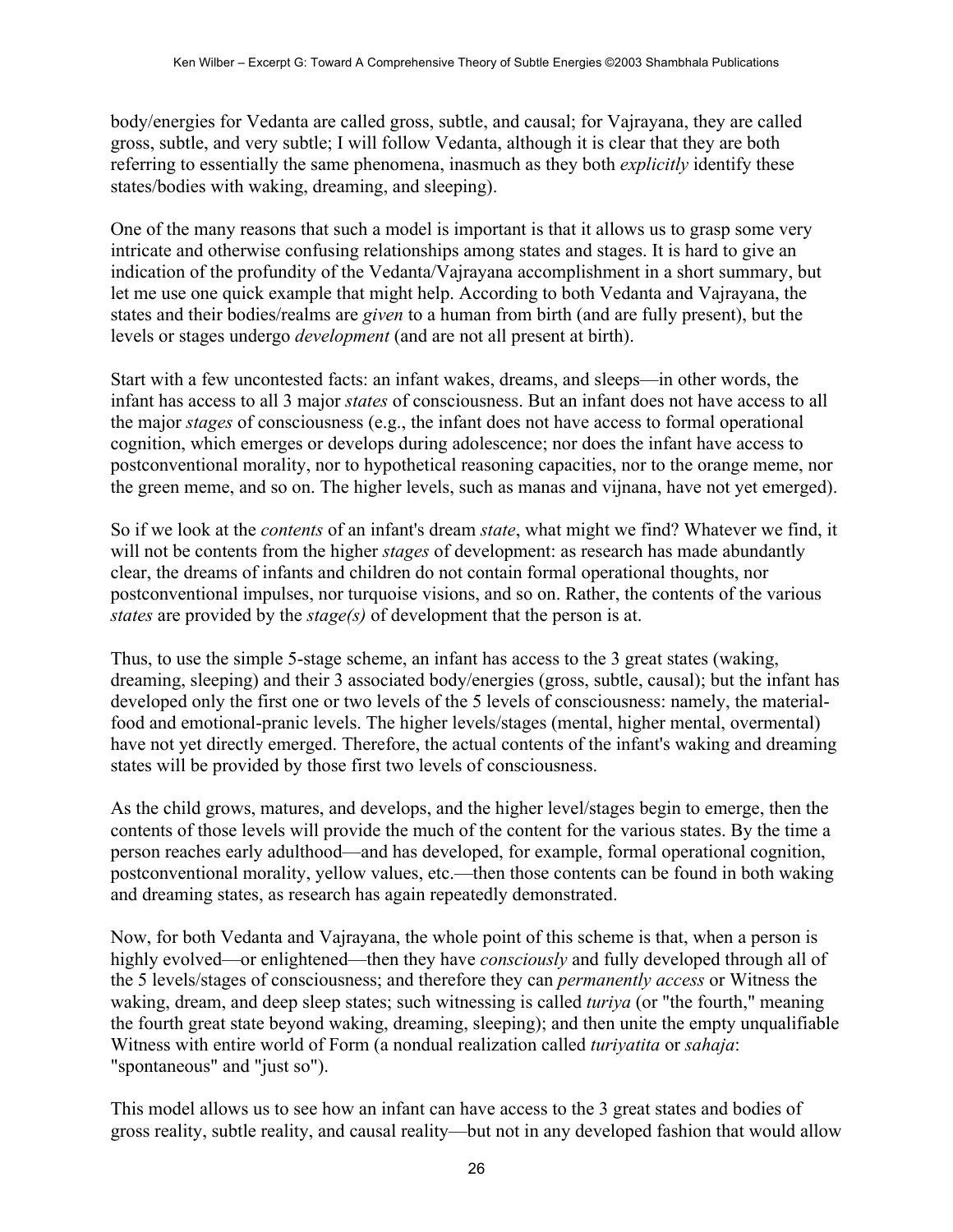body/energies for Vedanta are called gross, subtle, and causal; for Vajrayana, they are called gross, subtle, and very subtle; I will follow Vedanta, although it is clear that they are both referring to essentially the same phenomena, inasmuch as they both *explicitly* identify these states/bodies with waking, dreaming, and sleeping).

One of the many reasons that such a model is important is that it allows us to grasp some very intricate and otherwise confusing relationships among states and stages. It is hard to give an indication of the profundity of the Vedanta/Vajrayana accomplishment in a short summary, but let me use one quick example that might help. According to both Vedanta and Vajrayana, the states and their bodies/realms are *given* to a human from birth (and are fully present), but the levels or stages undergo *development* (and are not all present at birth).

Start with a few uncontested facts: an infant wakes, dreams, and sleeps—in other words, the infant has access to all 3 major *states* of consciousness. But an infant does not have access to all the major *stages* of consciousness (e.g., the infant does not have access to formal operational cognition, which emerges or develops during adolescence; nor does the infant have access to postconventional morality, nor to hypothetical reasoning capacities, nor to the orange meme, nor the green meme, and so on. The higher levels, such as manas and vijnana, have not yet emerged).

So if we look at the *contents* of an infant's dream *state*, what might we find? Whatever we find, it will not be contents from the higher *stages* of development: as research has made abundantly clear, the dreams of infants and children do not contain formal operational thoughts, nor postconventional impulses, nor turquoise visions, and so on. Rather, the contents of the various *states* are provided by the *stage(s)* of development that the person is at.

Thus, to use the simple 5-stage scheme, an infant has access to the 3 great states (waking, dreaming, sleeping) and their 3 associated body/energies (gross, subtle, causal); but the infant has developed only the first one or two levels of the 5 levels of consciousness: namely, the material-food and emotional-pranic levels. The higher levels/stages (mental, higher mental, overmental) have not yet directly emerged. Therefore, the actual contents of the infant's waking and dreaming states will be provided by those first two levels of consciousness.

As the child grows, matures, and develops, and the higher level/stages begin to emerge, then the contents of those levels will provide the much of the content for the various states. By the time a person reaches early adulthood—and has developed, for example, formal operational cognition, postconventional morality, yellow values, etc.—then those contents can be found in both waking and dreaming states, as research has again repeatedly demonstrated.

Now, for both Vedanta and Vajrayana, the whole point of this scheme is that, when a person is highly evolved—or enlightened—then they have *consciously* and fully developed through all of the 5 levels/stages of consciousness; and therefore they can *permanently access* or Witness the waking, dream, and deep sleep states; such witnessing is called *turiya* (or "the fourth," meaning the fourth great state beyond waking, dreaming, sleeping); and then unite the empty unqualifiable Witness with entire world of Form (a nondual realization called *turiyatita* or *sahaja*: "spontaneous" and "just so").

This model allows us to see how an infant can have access to the 3 great states and bodies of gross reality, subtle reality, and causal reality—but not in any developed fashion that would allow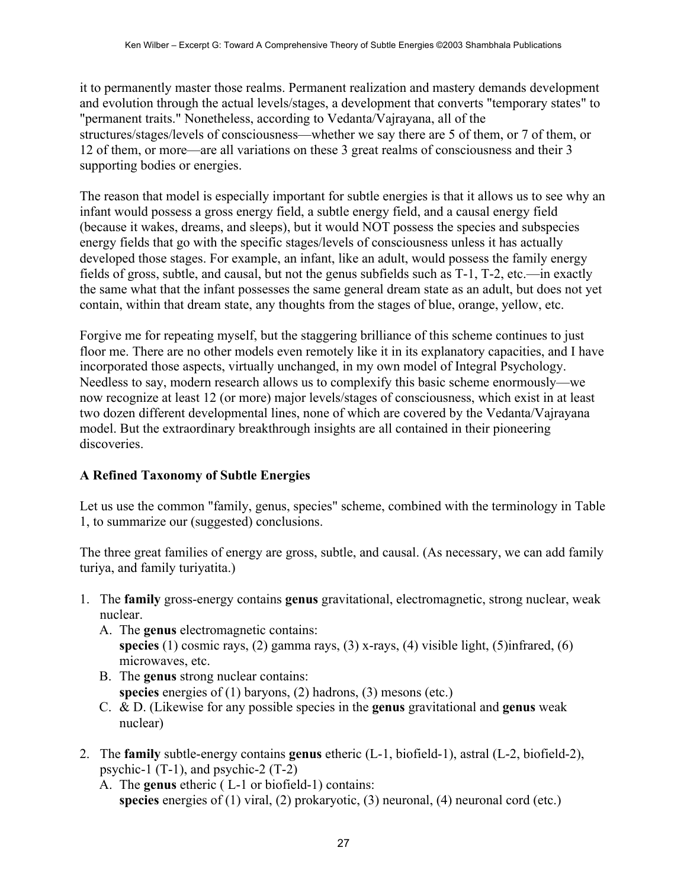it to permanently master those realms. Permanent realization and mastery demands development and evolution through the actual levels/stages, a development that converts "temporary states" to "permanent traits." Nonetheless, according to Vedanta/Vajrayana, all of the structures/stages/levels of consciousness—whether we say there are 5 of them, or 7 of them, or 12 of them, or more—are all variations on these 3 great realms of consciousness and their 3 supporting bodies or energies.

The reason that model is especially important for subtle energies is that it allows us to see why an infant would possess a gross energy field, a subtle energy field, and a causal energy field (because it wakes, dreams, and sleeps), but it would NOT possess the species and subspecies energy fields that go with the specific stages/levels of consciousness unless it has actually developed those stages. For example, an infant, like an adult, would possess the family energy fields of gross, subtle, and causal, but not the genus subfields such as T-1, T-2, etc.—in exactly the same what that the infant possesses the same general dream state as an adult, but does not yet contain, within that dream state, any thoughts from the stages of blue, orange, yellow, etc.

Forgive me for repeating myself, but the staggering brilliance of this scheme continues to just floor me. There are no other models even remotely like it in its explanatory capacities, and I have incorporated those aspects, virtually unchanged, in my own model of Integral Psychology. Needless to say, modern research allows us to complexify this basic scheme enormously—we now recognize at least 12 (or more) major levels/stages of consciousness, which exist in at least two dozen different developmental lines, none of which are covered by the Vedanta/Vajrayana model. But the extraordinary breakthrough insights are all contained in their pioneering discoveries.

### A Refined Taxonomy of Subtle Energies

Let us use the common "family, genus, species" scheme, combined with the terminology in Table 1, to summarize our (suggested) conclusions.

The three great families of energy are gross, subtle, and causal. (As necessary, we can add family turiya, and family turiyatita.)

1. The **family** gross-energy contains **genus** gravitational, electromagnetic, strong nuclear, weak nuclear.
   A. The **genus** electromagnetic contains:
      **species** (1) cosmic rays, (2) gamma rays, (3) x-rays, (4) visible light, (5)infrared, (6) microwaves, etc.
   B. The **genus** strong nuclear contains:
      **species** energies of (1) baryons, (2) hadrons, (3) mesons (etc.)
   C. & D. (Likewise for any possible species in the **genus** gravitational and **genus** weak nuclear)

2. The **family** subtle-energy contains **genus** etheric (L-1, biofield-1), astral (L-2, biofield-2), psychic-1 (T-1), and psychic-2 (T-2)
   A. The **genus** etheric ( L-1 or biofield-1) contains:
      **species** energies of (1) viral, (2) prokaryotic, (3) neuronal, (4) neuronal cord (etc.)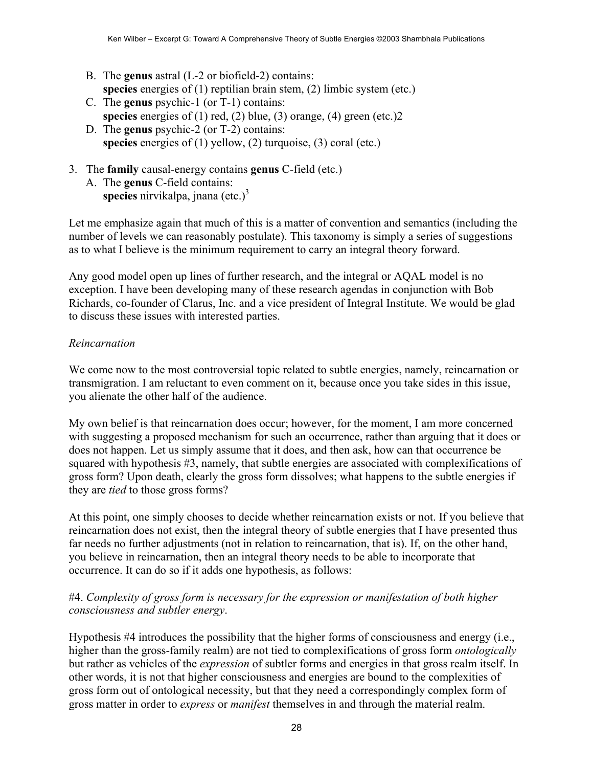B. The **genus** astral (L-2 or biofield-2) contains:
   **species** energies of (1) reptilian brain stem, (2) limbic system (etc.)
C. The **genus** psychic-1 (or T-1) contains:
   **species** energies of (1) red, (2) blue, (3) orange, (4) green (etc.)2
D. The **genus** psychic-2 (or T-2) contains:
   **species** energies of (1) yellow, (2) turquoise, (3) coral (etc.)

3. The **family** causal-energy contains **genus** C-field (etc.)
   A. The **genus** C-field contains:
   **species** nirvikalpa, jnana (etc.)[3]

Let me emphasize again that much of this is a matter of convention and semantics (including the number of levels we can reasonably postulate). This taxonomy is simply a series of suggestions as to what I believe is the minimum requirement to carry an integral theory forward.

Any good model open up lines of further research, and the integral or AQAL model is no exception. I have been developing many of these research agendas in conjunction with Bob Richards, co-founder of Clarus, Inc. and a vice president of Integral Institute. We would be glad to discuss these issues with interested parties.

*Reincarnation*

We come now to the most controversial topic related to subtle energies, namely, reincarnation or transmigration. I am reluctant to even comment on it, because once you take sides in this issue, you alienate the other half of the audience.

My own belief is that reincarnation does occur; however, for the moment, I am more concerned with suggesting a proposed mechanism for such an occurrence, rather than arguing that it does or does not happen. Let us simply assume that it does, and then ask, how can that occurrence be squared with hypothesis #3, namely, that subtle energies are associated with complexifications of gross form? Upon death, clearly the gross form dissolves; what happens to the subtle energies if they are *tied* to those gross forms?

At this point, one simply chooses to decide whether reincarnation exists or not. If you believe that reincarnation does not exist, then the integral theory of subtle energies that I have presented thus far needs no further adjustments (not in relation to reincarnation, that is). If, on the other hand, you believe in reincarnation, then an integral theory needs to be able to incorporate that occurrence. It can do so if it adds one hypothesis, as follows:

#4. *Complexity of gross form is necessary for the expression or manifestation of both higher consciousness and subtler energy*.

Hypothesis #4 introduces the possibility that the higher forms of consciousness and energy (i.e., higher than the gross-family realm) are not tied to complexifications of gross form *ontologically* but rather as vehicles of the *expression* of subtler forms and energies in that gross realm itself. In other words, it is not that higher consciousness and energies are bound to the complexities of gross form out of ontological necessity, but that they need a correspondingly complex form of gross matter in order to *express* or *manifest* themselves in and through the material realm.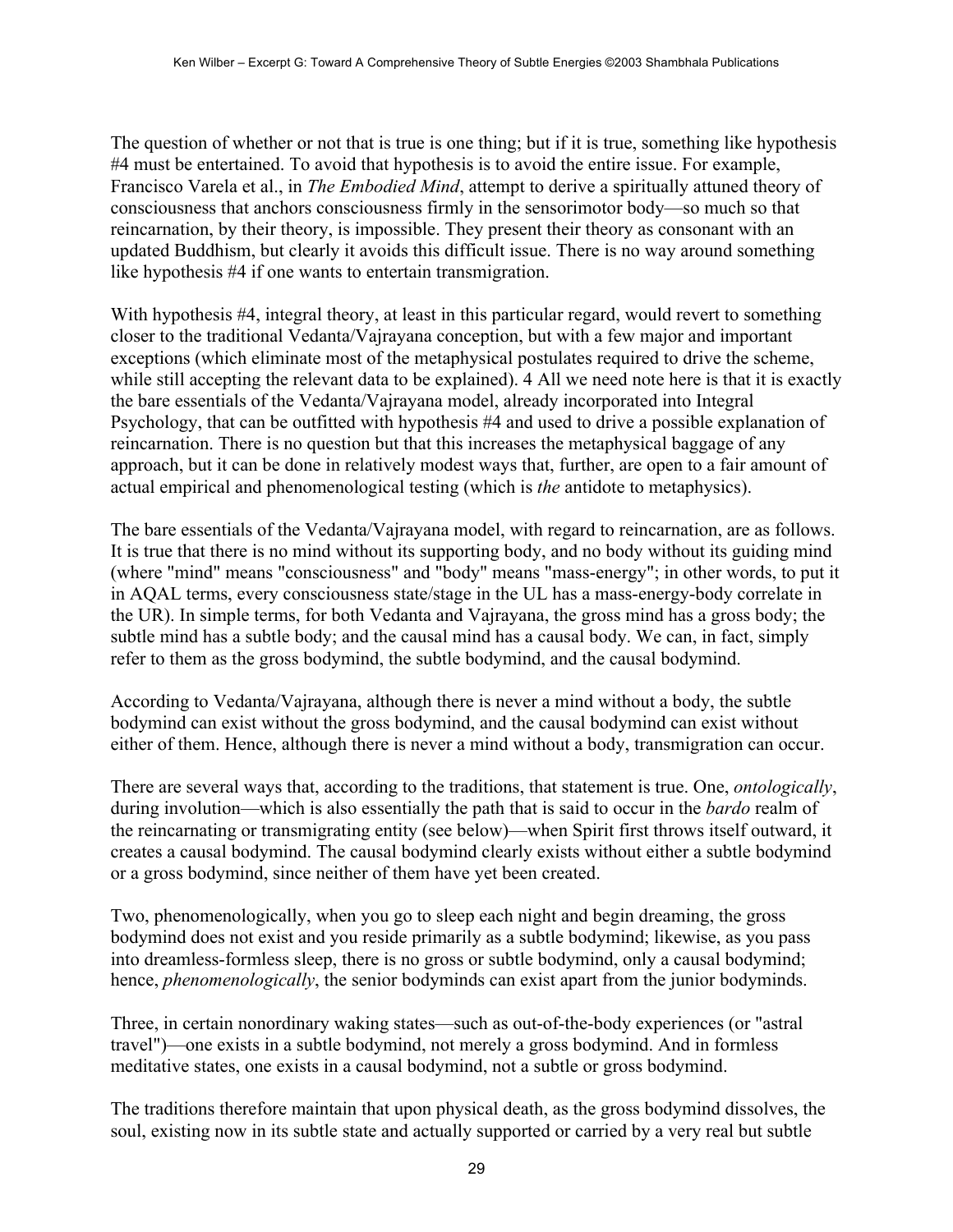The question of whether or not that is true is one thing; but if it is true, something like hypothesis #4 must be entertained. To avoid that hypothesis is to avoid the entire issue. For example, Francisco Varela et al., in *The Embodied Mind*, attempt to derive a spiritually attuned theory of consciousness that anchors consciousness firmly in the sensorimotor body—so much so that reincarnation, by their theory, is impossible. They present their theory as consonant with an updated Buddhism, but clearly it avoids this difficult issue. There is no way around something like hypothesis #4 if one wants to entertain transmigration.

With hypothesis #4, integral theory, at least in this particular regard, would revert to something closer to the traditional Vedanta/Vajrayana conception, but with a few major and important exceptions (which eliminate most of the metaphysical postulates required to drive the scheme, while still accepting the relevant data to be explained). 4 All we need note here is that it is exactly the bare essentials of the Vedanta/Vajrayana model, already incorporated into Integral Psychology, that can be outfitted with hypothesis #4 and used to drive a possible explanation of reincarnation. There is no question but that this increases the metaphysical baggage of any approach, but it can be done in relatively modest ways that, further, are open to a fair amount of actual empirical and phenomenological testing (which is *the* antidote to metaphysics).

The bare essentials of the Vedanta/Vajrayana model, with regard to reincarnation, are as follows. It is true that there is no mind without its supporting body, and no body without its guiding mind (where "mind" means "consciousness" and "body" means "mass-energy"; in other words, to put it in AQAL terms, every consciousness state/stage in the UL has a mass-energy-body correlate in the UR). In simple terms, for both Vedanta and Vajrayana, the gross mind has a gross body; the subtle mind has a subtle body; and the causal mind has a causal body. We can, in fact, simply refer to them as the gross bodymind, the subtle bodymind, and the causal bodymind.

According to Vedanta/Vajrayana, although there is never a mind without a body, the subtle bodymind can exist without the gross bodymind, and the causal bodymind can exist without either of them. Hence, although there is never a mind without a body, transmigration can occur.

There are several ways that, according to the traditions, that statement is true. One, *ontologically*, during involution—which is also essentially the path that is said to occur in the *bardo* realm of the reincarnating or transmigrating entity (see below)—when Spirit first throws itself outward, it creates a causal bodymind. The causal bodymind clearly exists without either a subtle bodymind or a gross bodymind, since neither of them have yet been created.

Two, phenomenologically, when you go to sleep each night and begin dreaming, the gross bodymind does not exist and you reside primarily as a subtle bodymind; likewise, as you pass into dreamless-formless sleep, there is no gross or subtle bodymind, only a causal bodymind; hence, *phenomenologically*, the senior bodyminds can exist apart from the junior bodyminds.

Three, in certain nonordinary waking states—such as out-of-the-body experiences (or "astral travel")—one exists in a subtle bodymind, not merely a gross bodymind. And in formless meditative states, one exists in a causal bodymind, not a subtle or gross bodymind.

The traditions therefore maintain that upon physical death, as the gross bodymind dissolves, the soul, existing now in its subtle state and actually supported or carried by a very real but subtle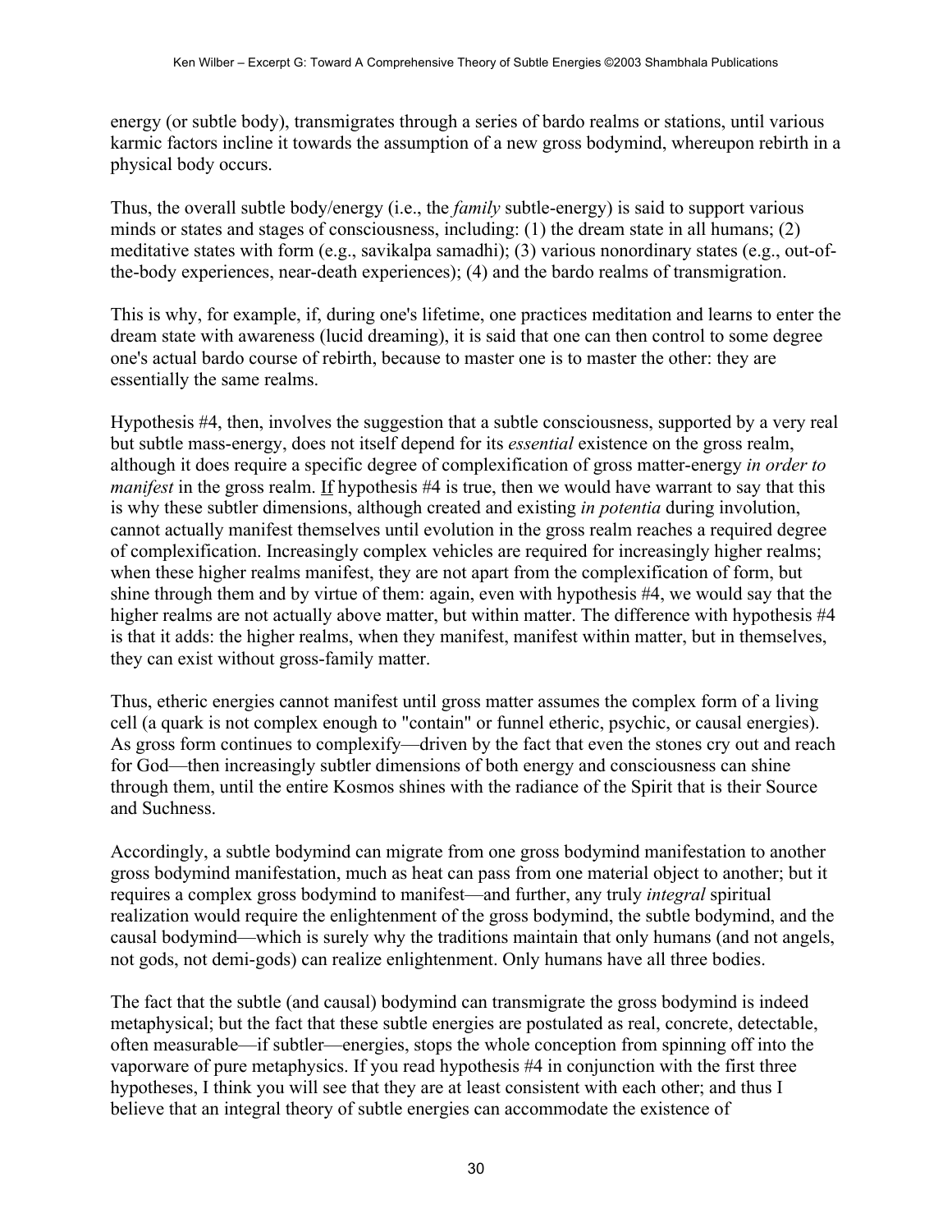energy (or subtle body), transmigrates through a series of bardo realms or stations, until various karmic factors incline it towards the assumption of a new gross bodymind, whereupon rebirth in a physical body occurs.

Thus, the overall subtle body/energy (i.e., the *family* subtle-energy) is said to support various minds or states and stages of consciousness, including: (1) the dream state in all humans; (2) meditative states with form (e.g., savikalpa samadhi); (3) various nonordinary states (e.g., out-of-the-body experiences, near-death experiences); (4) and the bardo realms of transmigration.

This is why, for example, if, during one's lifetime, one practices meditation and learns to enter the dream state with awareness (lucid dreaming), it is said that one can then control to some degree one's actual bardo course of rebirth, because to master one is to master the other: they are essentially the same realms.

Hypothesis #4, then, involves the suggestion that a subtle consciousness, supported by a very real but subtle mass-energy, does not itself depend for its *essential* existence on the gross realm, although it does require a specific degree of complexification of gross matter-energy *in order to manifest* in the gross realm. <u>If</u> hypothesis #4 is true, then we would have warrant to say that this is why these subtler dimensions, although created and existing *in potentia* during involution, cannot actually manifest themselves until evolution in the gross realm reaches a required degree of complexification. Increasingly complex vehicles are required for increasingly higher realms; when these higher realms manifest, they are not apart from the complexification of form, but shine through them and by virtue of them: again, even with hypothesis #4, we would say that the higher realms are not actually above matter, but within matter. The difference with hypothesis #4 is that it adds: the higher realms, when they manifest, manifest within matter, but in themselves, they can exist without gross-family matter.

Thus, etheric energies cannot manifest until gross matter assumes the complex form of a living cell (a quark is not complex enough to "contain" or funnel etheric, psychic, or causal energies). As gross form continues to complexify—driven by the fact that even the stones cry out and reach for God—then increasingly subtler dimensions of both energy and consciousness can shine through them, until the entire Kosmos shines with the radiance of the Spirit that is their Source and Suchness.

Accordingly, a subtle bodymind can migrate from one gross bodymind manifestation to another gross bodymind manifestation, much as heat can pass from one material object to another; but it requires a complex gross bodymind to manifest—and further, any truly *integral* spiritual realization would require the enlightenment of the gross bodymind, the subtle bodymind, and the causal bodymind—which is surely why the traditions maintain that only humans (and not angels, not gods, not demi-gods) can realize enlightenment. Only humans have all three bodies.

The fact that the subtle (and causal) bodymind can transmigrate the gross bodymind is indeed metaphysical; but the fact that these subtle energies are postulated as real, concrete, detectable, often measurable—if subtler—energies, stops the whole conception from spinning off into the vaporware of pure metaphysics. If you read hypothesis #4 in conjunction with the first three hypotheses, I think you will see that they are at least consistent with each other; and thus I believe that an integral theory of subtle energies can accommodate the existence of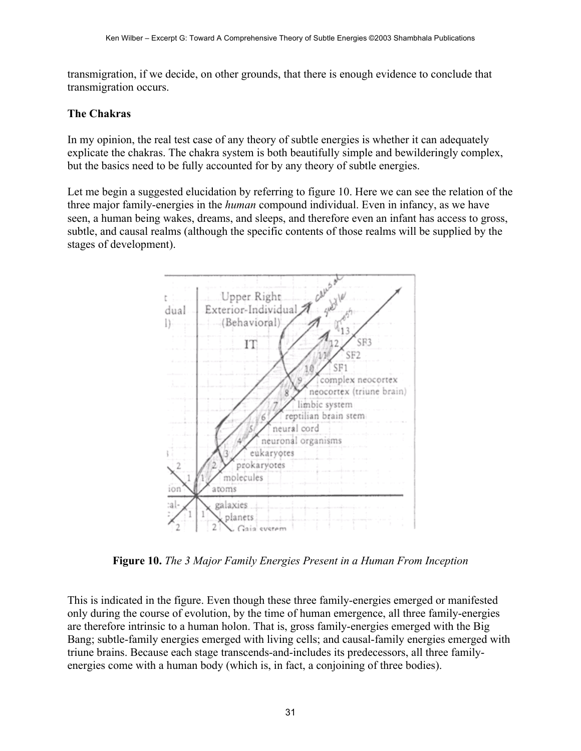transmigration, if we decide, on other grounds, that there is enough evidence to conclude that transmigration occurs.

### The Chakras

In my opinion, the real test case of any theory of subtle energies is whether it can adequately explicate the chakras. The chakra system is both beautifully simple and bewilderingly complex, but the basics need to be fully accounted for by any theory of subtle energies.

Let me begin a suggested elucidation by referring to figure 10. Here we can see the relation of the three major family-energies in the *human* compound individual. Even in infancy, as we have seen, a human being wakes, dreams, and sleeps, and therefore even an infant has access to gross, subtle, and causal realms (although the specific contents of those realms will be supplied by the stages of development).

**Figure 10.** *The 3 Major Family Energies Present in a Human From Inception*

This is indicated in the figure. Even though these three family-energies emerged or manifested only during the course of evolution, by the time of human emergence, all three family-energies are therefore intrinsic to a human holon. That is, gross family-energies emerged with the Big Bang; subtle-family energies emerged with living cells; and causal-family energies emerged with triune brains. Because each stage transcends-and-includes its predecessors, all three family-energies come with a human body (which is, in fact, a conjoining of three bodies).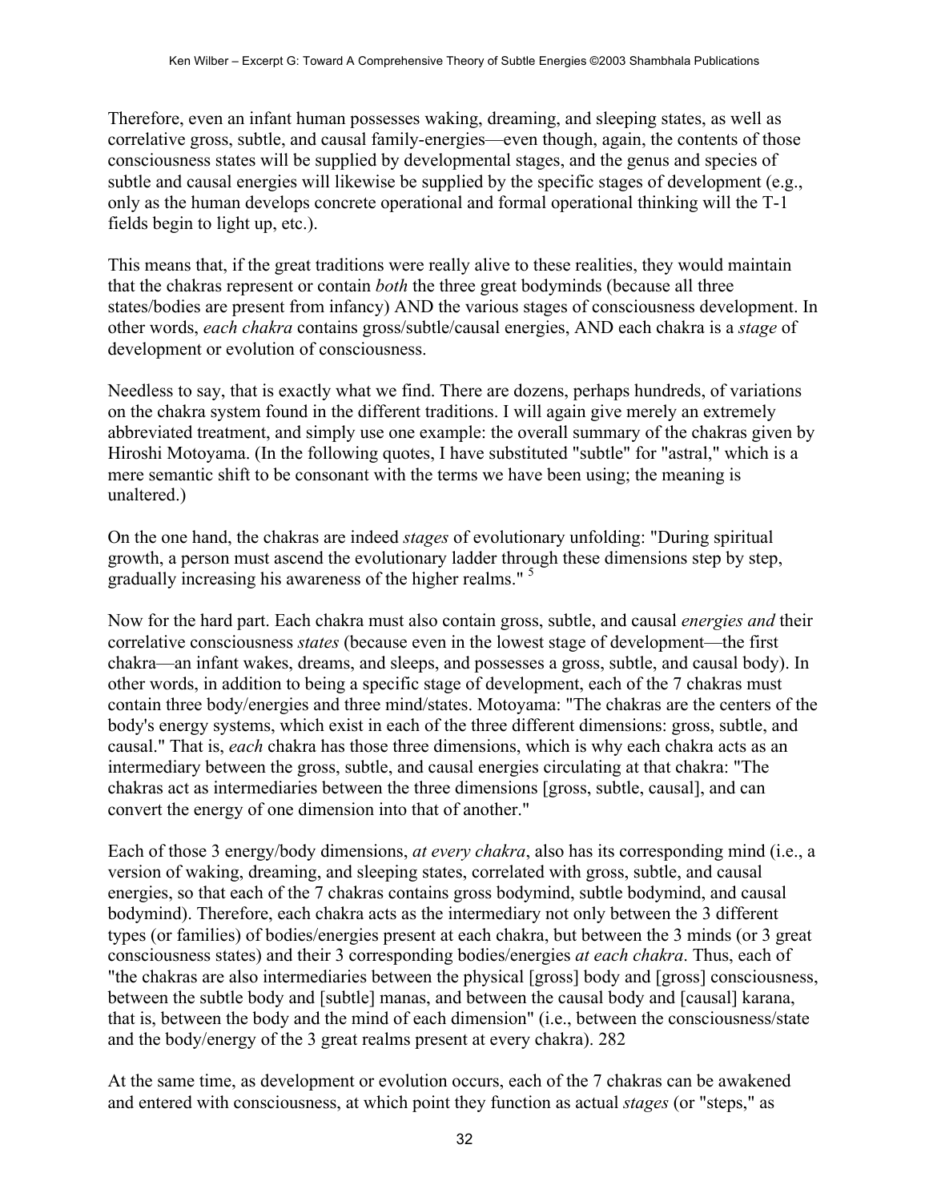Therefore, even an infant human possesses waking, dreaming, and sleeping states, as well as correlative gross, subtle, and causal family-energies—even though, again, the contents of those consciousness states will be supplied by developmental stages, and the genus and species of subtle and causal energies will likewise be supplied by the specific stages of development (e.g., only as the human develops concrete operational and formal operational thinking will the T-1 fields begin to light up, etc.).

This means that, if the great traditions were really alive to these realities, they would maintain that the chakras represent or contain *both* the three great bodyminds (because all three states/bodies are present from infancy) AND the various stages of consciousness development. In other words, *each chakra* contains gross/subtle/causal energies, AND each chakra is a *stage* of development or evolution of consciousness.

Needless to say, that is exactly what we find. There are dozens, perhaps hundreds, of variations on the chakra system found in the different traditions. I will again give merely an extremely abbreviated treatment, and simply use one example: the overall summary of the chakras given by Hiroshi Motoyama. (In the following quotes, I have substituted "subtle" for "astral," which is a mere semantic shift to be consonant with the terms we have been using; the meaning is unaltered.)

On the one hand, the chakras are indeed *stages* of evolutionary unfolding: "During spiritual growth, a person must ascend the evolutionary ladder through these dimensions step by step, gradually increasing his awareness of the higher realms." [5]

Now for the hard part. Each chakra must also contain gross, subtle, and causal *energies and* their correlative consciousness *states* (because even in the lowest stage of development—the first chakra—an infant wakes, dreams, and sleeps, and possesses a gross, subtle, and causal body). In other words, in addition to being a specific stage of development, each of the 7 chakras must contain three body/energies and three mind/states. Motoyama: "The chakras are the centers of the body's energy systems, which exist in each of the three different dimensions: gross, subtle, and causal." That is, *each* chakra has those three dimensions, which is why each chakra acts as an intermediary between the gross, subtle, and causal energies circulating at that chakra: "The chakras act as intermediaries between the three dimensions [gross, subtle, causal], and can convert the energy of one dimension into that of another."

Each of those 3 energy/body dimensions, *at every chakra*, also has its corresponding mind (i.e., a version of waking, dreaming, and sleeping states, correlated with gross, subtle, and causal energies, so that each of the 7 chakras contains gross bodymind, subtle bodymind, and causal bodymind). Therefore, each chakra acts as the intermediary not only between the 3 different types (or families) of bodies/energies present at each chakra, but between the 3 minds (or 3 great consciousness states) and their 3 corresponding bodies/energies *at each chakra*. Thus, each of "the chakras are also intermediaries between the physical [gross] body and [gross] consciousness, between the subtle body and [subtle] manas, and between the causal body and [causal] karana, that is, between the body and the mind of each dimension" (i.e., between the consciousness/state and the body/energy of the 3 great realms present at every chakra). 282

At the same time, as development or evolution occurs, each of the 7 chakras can be awakened and entered with consciousness, at which point they function as actual *stages* (or "steps," as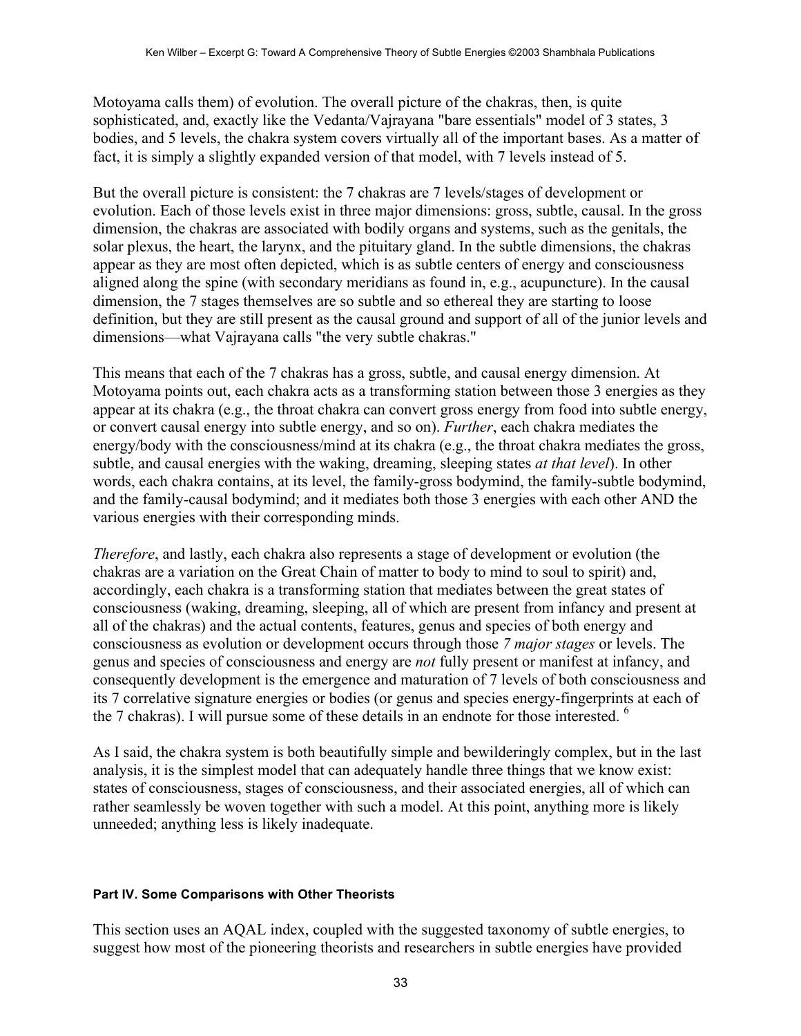Motoyama calls them) of evolution. The overall picture of the chakras, then, is quite sophisticated, and, exactly like the Vedanta/Vajrayana "bare essentials" model of 3 states, 3 bodies, and 5 levels, the chakra system covers virtually all of the important bases. As a matter of fact, it is simply a slightly expanded version of that model, with 7 levels instead of 5.

But the overall picture is consistent: the 7 chakras are 7 levels/stages of development or evolution. Each of those levels exist in three major dimensions: gross, subtle, causal. In the gross dimension, the chakras are associated with bodily organs and systems, such as the genitals, the solar plexus, the heart, the larynx, and the pituitary gland. In the subtle dimensions, the chakras appear as they are most often depicted, which is as subtle centers of energy and consciousness aligned along the spine (with secondary meridians as found in, e.g., acupuncture). In the causal dimension, the 7 stages themselves are so subtle and so ethereal they are starting to loose definition, but they are still present as the causal ground and support of all of the junior levels and dimensions—what Vajrayana calls "the very subtle chakras."

This means that each of the 7 chakras has a gross, subtle, and causal energy dimension. At Motoyama points out, each chakra acts as a transforming station between those 3 energies as they appear at its chakra (e.g., the throat chakra can convert gross energy from food into subtle energy, or convert causal energy into subtle energy, and so on). *Further*, each chakra mediates the energy/body with the consciousness/mind at its chakra (e.g., the throat chakra mediates the gross, subtle, and causal energies with the waking, dreaming, sleeping states *at that level*). In other words, each chakra contains, at its level, the family-gross bodymind, the family-subtle bodymind, and the family-causal bodymind; and it mediates both those 3 energies with each other AND the various energies with their corresponding minds.

*Therefore*, and lastly, each chakra also represents a stage of development or evolution (the chakras are a variation on the Great Chain of matter to body to mind to soul to spirit) and, accordingly, each chakra is a transforming station that mediates between the great states of consciousness (waking, dreaming, sleeping, all of which are present from infancy and present at all of the chakras) and the actual contents, features, genus and species of both energy and consciousness as evolution or development occurs through those *7 major stages* or levels. The genus and species of consciousness and energy are *not* fully present or manifest at infancy, and consequently development is the emergence and maturation of 7 levels of both consciousness and its 7 correlative signature energies or bodies (or genus and species energy-fingerprints at each of the 7 chakras). I will pursue some of these details in an endnote for those interested. [6]

As I said, the chakra system is both beautifully simple and bewilderingly complex, but in the last analysis, it is the simplest model that can adequately handle three things that we know exist: states of consciousness, stages of consciousness, and their associated energies, all of which can rather seamlessly be woven together with such a model. At this point, anything more is likely unneeded; anything less is likely inadequate.

#### Part IV. Some Comparisons with Other Theorists

This section uses an AQAL index, coupled with the suggested taxonomy of subtle energies, to suggest how most of the pioneering theorists and researchers in subtle energies have provided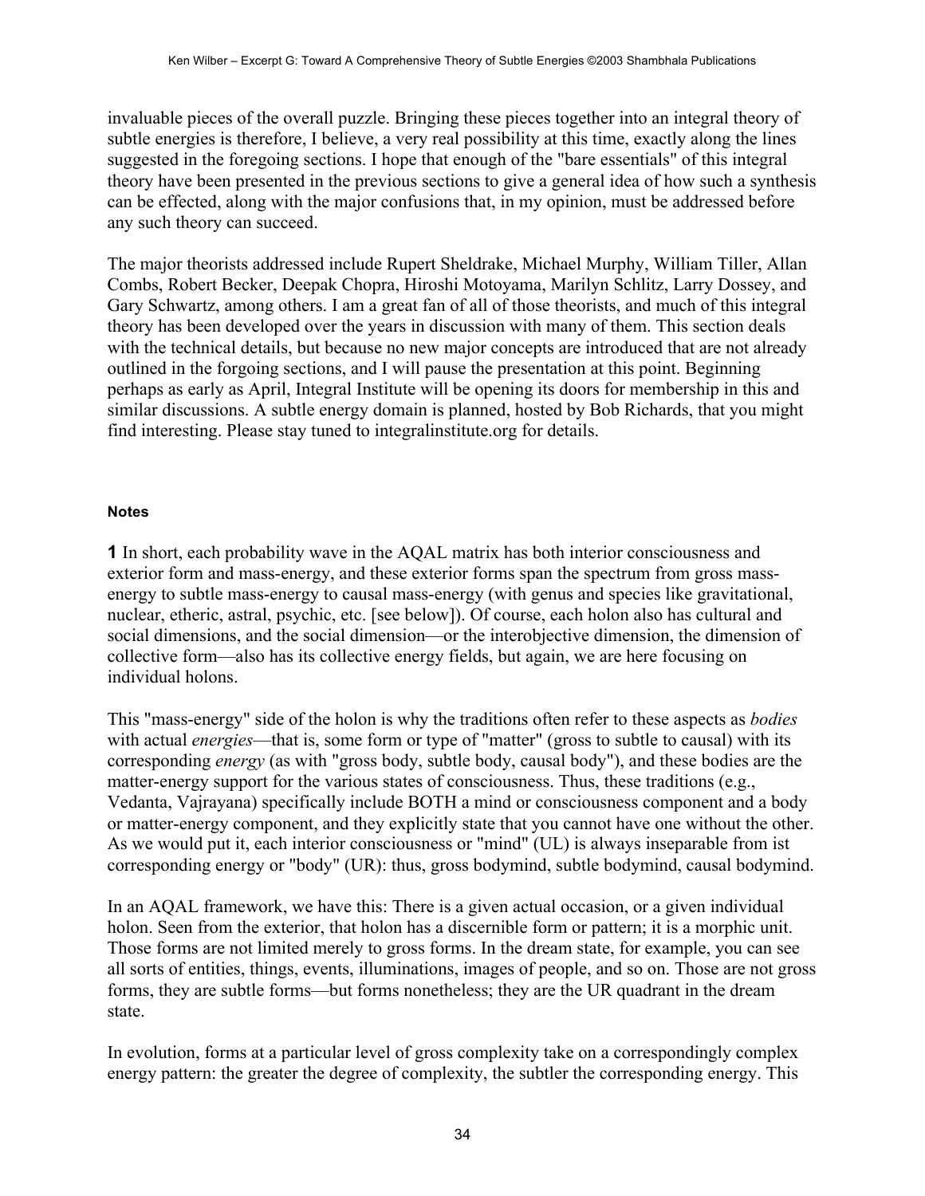invaluable pieces of the overall puzzle. Bringing these pieces together into an integral theory of subtle energies is therefore, I believe, a very real possibility at this time, exactly along the lines suggested in the foregoing sections. I hope that enough of the "bare essentials" of this integral theory have been presented in the previous sections to give a general idea of how such a synthesis can be effected, along with the major confusions that, in my opinion, must be addressed before any such theory can succeed.

The major theorists addressed include Rupert Sheldrake, Michael Murphy, William Tiller, Allan Combs, Robert Becker, Deepak Chopra, Hiroshi Motoyama, Marilyn Schlitz, Larry Dossey, and Gary Schwartz, among others. I am a great fan of all of those theorists, and much of this integral theory has been developed over the years in discussion with many of them. This section deals with the technical details, but because no new major concepts are introduced that are not already outlined in the forgoing sections, and I will pause the presentation at this point. Beginning perhaps as early as April, Integral Institute will be opening its doors for membership in this and similar discussions. A subtle energy domain is planned, hosted by Bob Richards, that you might find interesting. Please stay tuned to integralinstitute.org for details.

#### Notes

**1** In short, each probability wave in the AQAL matrix has both interior consciousness and exterior form and mass-energy, and these exterior forms span the spectrum from gross mass-energy to subtle mass-energy to causal mass-energy (with genus and species like gravitational, nuclear, etheric, astral, psychic, etc. [see below]). Of course, each holon also has cultural and social dimensions, and the social dimension—or the interobjective dimension, the dimension of collective form—also has its collective energy fields, but again, we are here focusing on individual holons.

This "mass-energy" side of the holon is why the traditions often refer to these aspects as *bodies* with actual *energies*—that is, some form or type of "matter" (gross to subtle to causal) with its corresponding *energy* (as with "gross body, subtle body, causal body"), and these bodies are the matter-energy support for the various states of consciousness. Thus, these traditions (e.g., Vedanta, Vajrayana) specifically include BOTH a mind or consciousness component and a body or matter-energy component, and they explicitly state that you cannot have one without the other. As we would put it, each interior consciousness or "mind" (UL) is always inseparable from ist corresponding energy or "body" (UR): thus, gross bodymind, subtle bodymind, causal bodymind.

In an AQAL framework, we have this: There is a given actual occasion, or a given individual holon. Seen from the exterior, that holon has a discernible form or pattern; it is a morphic unit. Those forms are not limited merely to gross forms. In the dream state, for example, you can see all sorts of entities, things, events, illuminations, images of people, and so on. Those are not gross forms, they are subtle forms—but forms nonetheless; they are the UR quadrant in the dream state.

In evolution, forms at a particular level of gross complexity take on a correspondingly complex energy pattern: the greater the degree of complexity, the subtler the corresponding energy. This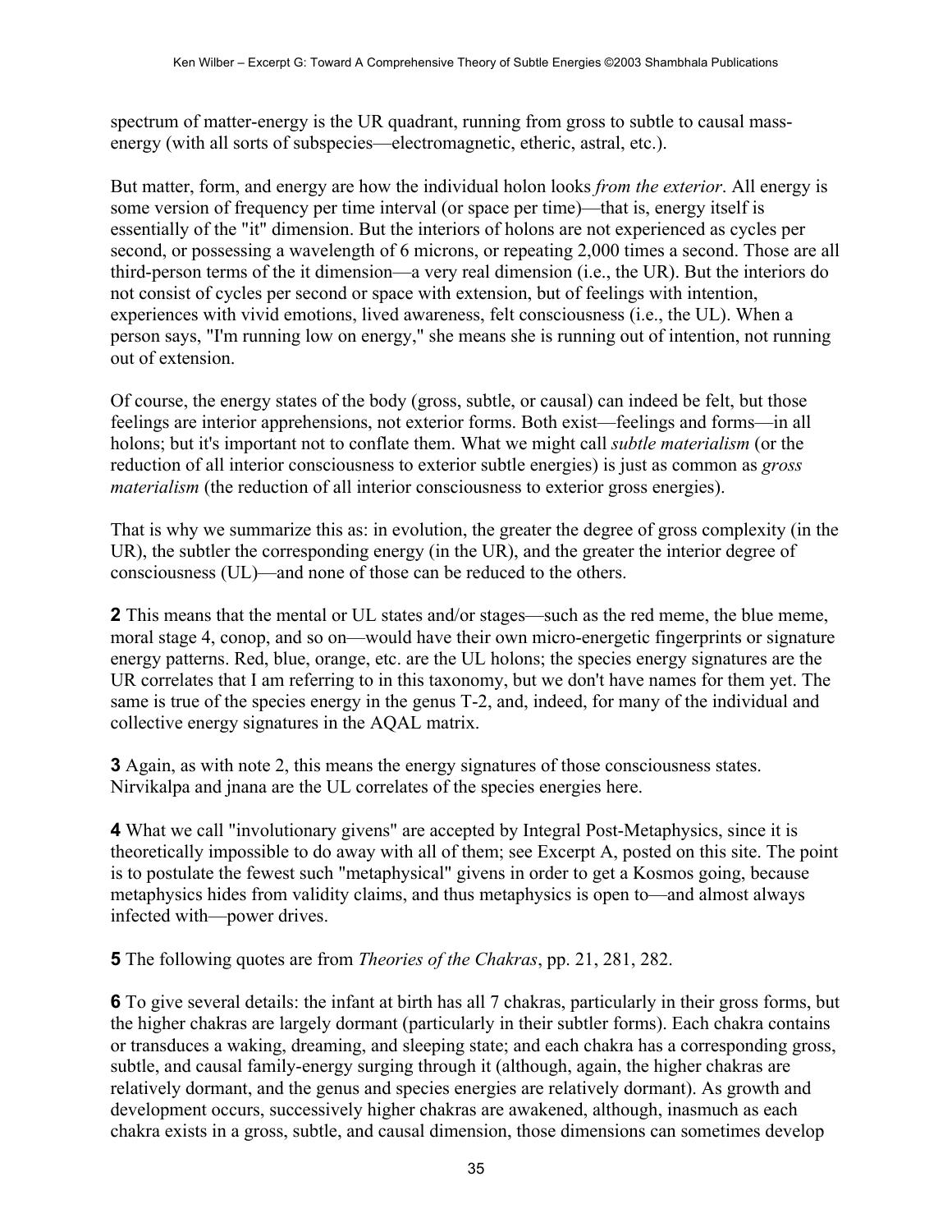spectrum of matter-energy is the UR quadrant, running from gross to subtle to causal mass-energy (with all sorts of subspecies—electromagnetic, etheric, astral, etc.).

But matter, form, and energy are how the individual holon looks *from the exterior*. All energy is some version of frequency per time interval (or space per time)—that is, energy itself is essentially of the "it" dimension. But the interiors of holons are not experienced as cycles per second, or possessing a wavelength of 6 microns, or repeating 2,000 times a second. Those are all third-person terms of the it dimension—a very real dimension (i.e., the UR). But the interiors do not consist of cycles per second or space with extension, but of feelings with intention, experiences with vivid emotions, lived awareness, felt consciousness (i.e., the UL). When a person says, "I'm running low on energy," she means she is running out of intention, not running out of extension.

Of course, the energy states of the body (gross, subtle, or causal) can indeed be felt, but those feelings are interior apprehensions, not exterior forms. Both exist—feelings and forms—in all holons; but it's important not to conflate them. What we might call *subtle materialism* (or the reduction of all interior consciousness to exterior subtle energies) is just as common as *gross materialism* (the reduction of all interior consciousness to exterior gross energies).

That is why we summarize this as: in evolution, the greater the degree of gross complexity (in the UR), the subtler the corresponding energy (in the UR), and the greater the interior degree of consciousness (UL)—and none of those can be reduced to the others.

**2** This means that the mental or UL states and/or stages—such as the red meme, the blue meme, moral stage 4, conop, and so on—would have their own micro-energetic fingerprints or signature energy patterns. Red, blue, orange, etc. are the UL holons; the species energy signatures are the UR correlates that I am referring to in this taxonomy, but we don't have names for them yet. The same is true of the species energy in the genus T-2, and, indeed, for many of the individual and collective energy signatures in the AQAL matrix.

**3** Again, as with note 2, this means the energy signatures of those consciousness states. Nirvikalpa and jnana are the UL correlates of the species energies here.

**4** What we call "involutionary givens" are accepted by Integral Post-Metaphysics, since it is theoretically impossible to do away with all of them; see Excerpt A, posted on this site. The point is to postulate the fewest such "metaphysical" givens in order to get a Kosmos going, because metaphysics hides from validity claims, and thus metaphysics is open to—and almost always infected with—power drives.

**5** The following quotes are from *Theories of the Chakras*, pp. 21, 281, 282.

**6** To give several details: the infant at birth has all 7 chakras, particularly in their gross forms, but the higher chakras are largely dormant (particularly in their subtler forms). Each chakra contains or transduces a waking, dreaming, and sleeping state; and each chakra has a corresponding gross, subtle, and causal family-energy surging through it (although, again, the higher chakras are relatively dormant, and the genus and species energies are relatively dormant). As growth and development occurs, successively higher chakras are awakened, although, inasmuch as each chakra exists in a gross, subtle, and causal dimension, those dimensions can sometimes develop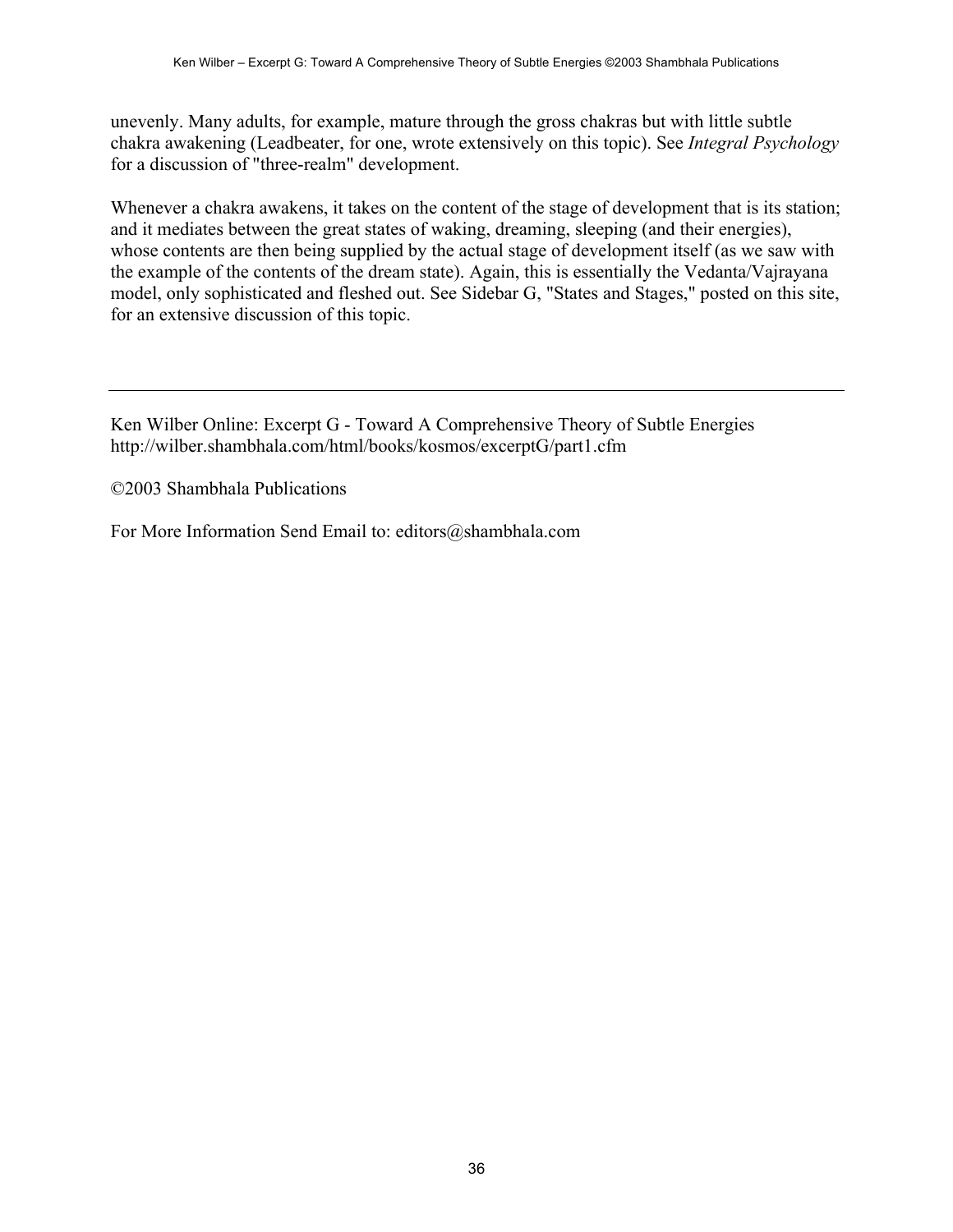unevenly. Many adults, for example, mature through the gross chakras but with little subtle chakra awakening (Leadbeater, for one, wrote extensively on this topic). See *Integral Psychology* for a discussion of "three-realm" development.

Whenever a chakra awakens, it takes on the content of the stage of development that is its station; and it mediates between the great states of waking, dreaming, sleeping (and their energies), whose contents are then being supplied by the actual stage of development itself (as we saw with the example of the contents of the dream state). Again, this is essentially the Vedanta/Vajrayana model, only sophisticated and fleshed out. See Sidebar G, "States and Stages," posted on this site, for an extensive discussion of this topic.

---

Ken Wilber Online: Excerpt G - Toward A Comprehensive Theory of Subtle Energies
http://wilber.shambhala.com/html/books/kosmos/excerptG/part1.cfm

©2003 Shambhala Publications

For More Information Send Email to: editors@shambhala.com